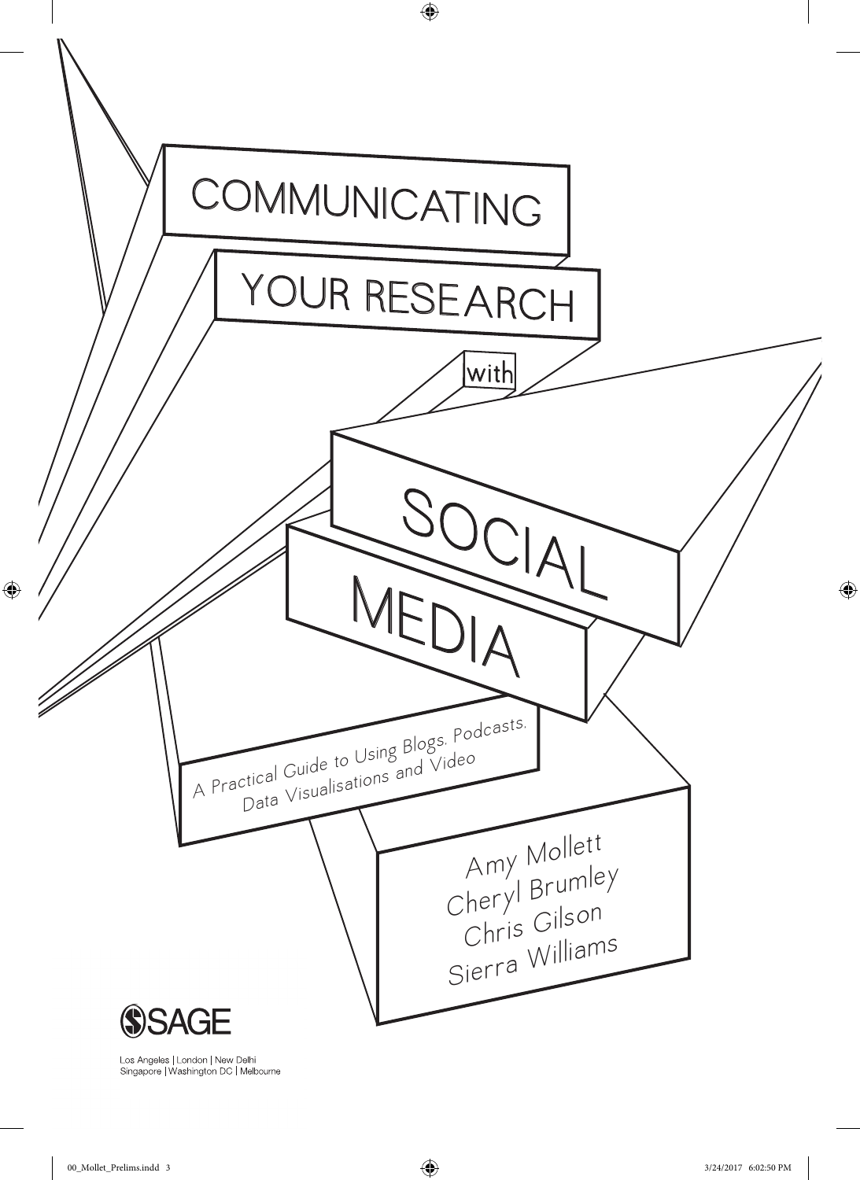# COMMUNICATING YOUR RESEARCH with SOCIAL MEDIA

## A Practical Guide to Using Blogs, Podcasts, Data Visualisations and Video

Amy Mollett
Cheryl Brumley
Chris Gilson
Sierra Williams

SAGE

Los Angeles | London | New Delhi
Singapore | Washington DC | Melbourne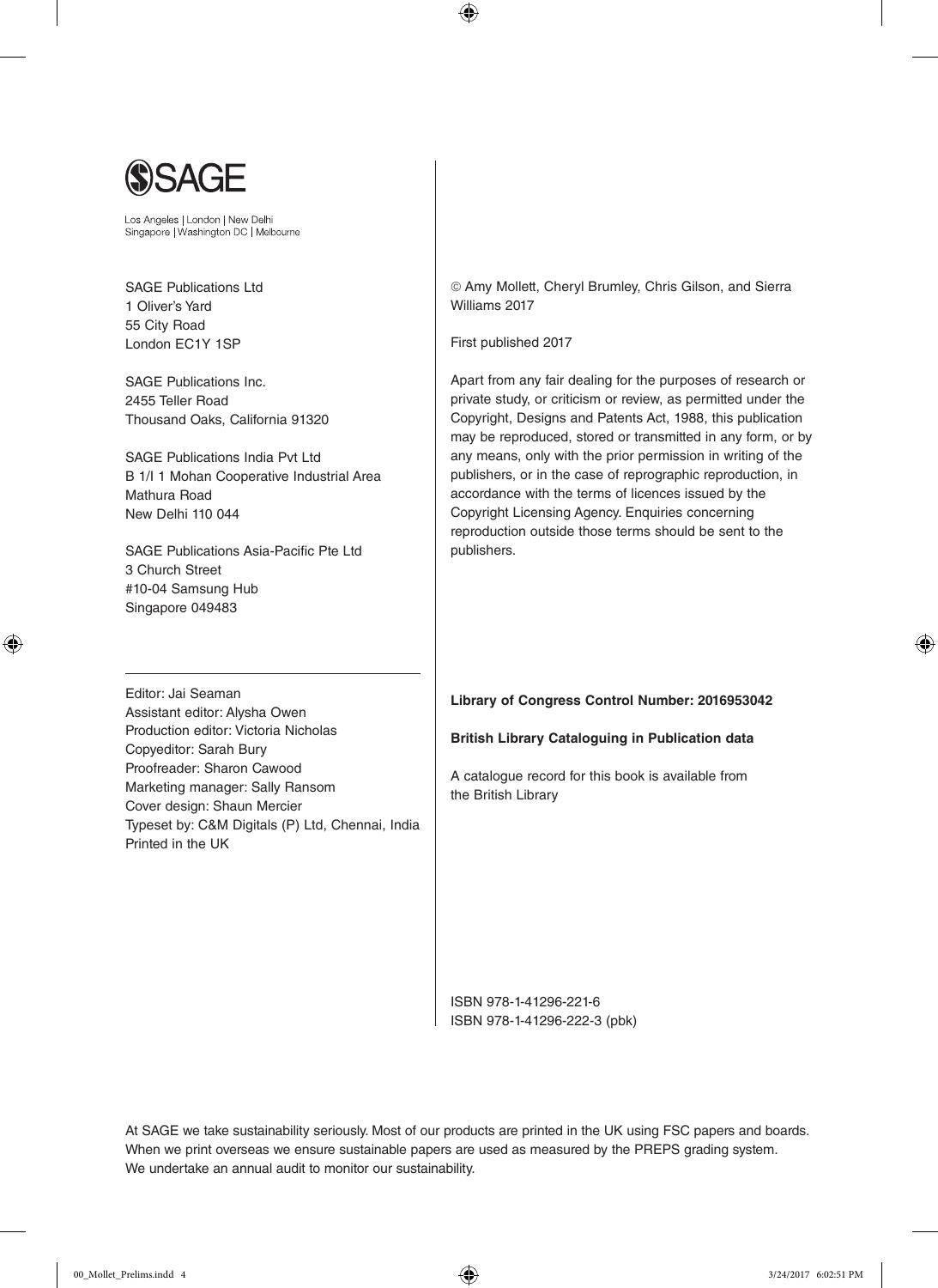SAGE

Los Angeles | London | New Delhi
Singapore | Washington DC | Melbourne

SAGE Publications Ltd
1 Oliver's Yard
55 City Road
London EC1Y 1SP

SAGE Publications Inc.
2455 Teller Road
Thousand Oaks, California 91320

SAGE Publications India Pvt Ltd
B 1/I 1 Mohan Cooperative Industrial Area
Mathura Road
New Delhi 110 044

SAGE Publications Asia-Pacific Pte Ltd
3 Church Street
#10-04 Samsung Hub
Singapore 049483

Editor: Jai Seaman
Assistant editor: Alysha Owen
Production editor: Victoria Nicholas
Copyeditor: Sarah Bury
Proofreader: Sharon Cawood
Marketing manager: Sally Ransom
Cover design: Shaun Mercier
Typeset by: C&M Digitals (P) Ltd, Chennai, India
Printed in the UK

© Amy Mollett, Cheryl Brumley, Chris Gilson, and Sierra Williams 2017

First published 2017

Apart from any fair dealing for the purposes of research or private study, or criticism or review, as permitted under the Copyright, Designs and Patents Act, 1988, this publication may be reproduced, stored or transmitted in any form, or by any means, only with the prior permission in writing of the publishers, or in the case of reprographic reproduction, in accordance with the terms of licences issued by the Copyright Licensing Agency. Enquiries concerning reproduction outside those terms should be sent to the publishers.

**Library of Congress Control Number: 2016953042**

**British Library Cataloguing in Publication data**

A catalogue record for this book is available from the British Library

ISBN 978-1-41296-221-6
ISBN 978-1-41296-222-3 (pbk)

At SAGE we take sustainability seriously. Most of our products are printed in the UK using FSC papers and boards. When we print overseas we ensure sustainable papers are used as measured by the PREPS grading system. We undertake an annual audit to monitor our sustainability.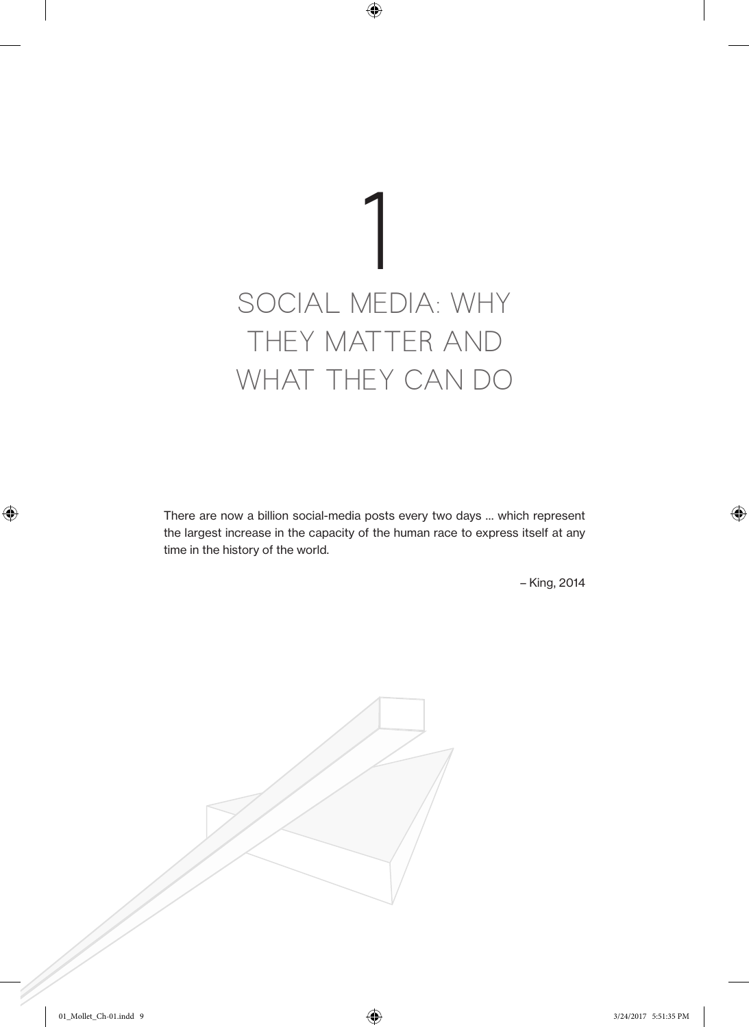# 1

# SOCIAL MEDIA: WHY THEY MATTER AND WHAT THEY CAN DO

> There are now a billion social-media posts every two days … which represent the largest increase in the capacity of the human race to express itself at any time in the history of the world.
>
> – King, 2014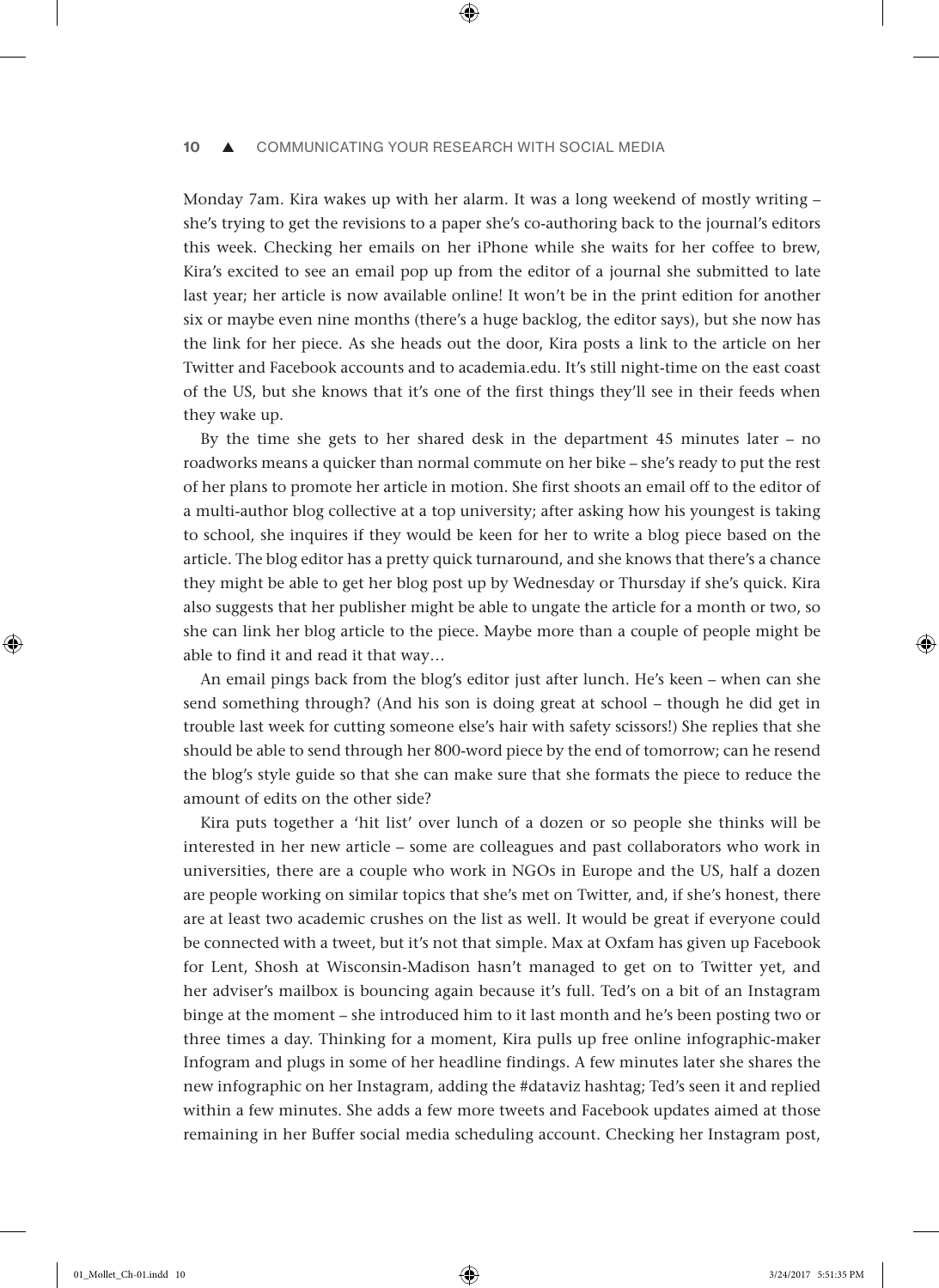Monday 7am. Kira wakes up with her alarm. It was a long weekend of mostly writing – she's trying to get the revisions to a paper she's co-authoring back to the journal's editors this week. Checking her emails on her iPhone while she waits for her coffee to brew, Kira's excited to see an email pop up from the editor of a journal she submitted to late last year; her article is now available online! It won't be in the print edition for another six or maybe even nine months (there's a huge backlog, the editor says), but she now has the link for her piece. As she heads out the door, Kira posts a link to the article on her Twitter and Facebook accounts and to academia.edu. It's still night-time on the east coast of the US, but she knows that it's one of the first things they'll see in their feeds when they wake up.

By the time she gets to her shared desk in the department 45 minutes later – no roadworks means a quicker than normal commute on her bike – she's ready to put the rest of her plans to promote her article in motion. She first shoots an email off to the editor of a multi-author blog collective at a top university; after asking how his youngest is taking to school, she inquires if they would be keen for her to write a blog piece based on the article. The blog editor has a pretty quick turnaround, and she knows that there's a chance they might be able to get her blog post up by Wednesday or Thursday if she's quick. Kira also suggests that her publisher might be able to ungate the article for a month or two, so she can link her blog article to the piece. Maybe more than a couple of people might be able to find it and read it that way…

An email pings back from the blog's editor just after lunch. He's keen – when can she send something through? (And his son is doing great at school – though he did get in trouble last week for cutting someone else's hair with safety scissors!) She replies that she should be able to send through her 800-word piece by the end of tomorrow; can he resend the blog's style guide so that she can make sure that she formats the piece to reduce the amount of edits on the other side?

Kira puts together a 'hit list' over lunch of a dozen or so people she thinks will be interested in her new article – some are colleagues and past collaborators who work in universities, there are a couple who work in NGOs in Europe and the US, half a dozen are people working on similar topics that she's met on Twitter, and, if she's honest, there are at least two academic crushes on the list as well. It would be great if everyone could be connected with a tweet, but it's not that simple. Max at Oxfam has given up Facebook for Lent, Shosh at Wisconsin-Madison hasn't managed to get on to Twitter yet, and her adviser's mailbox is bouncing again because it's full. Ted's on a bit of an Instagram binge at the moment – she introduced him to it last month and he's been posting two or three times a day. Thinking for a moment, Kira pulls up free online infographic-maker Infogram and plugs in some of her headline findings. A few minutes later she shares the new infographic on her Instagram, adding the #dataviz hashtag; Ted's seen it and replied within a few minutes. She adds a few more tweets and Facebook updates aimed at those remaining in her Buffer social media scheduling account. Checking her Instagram post,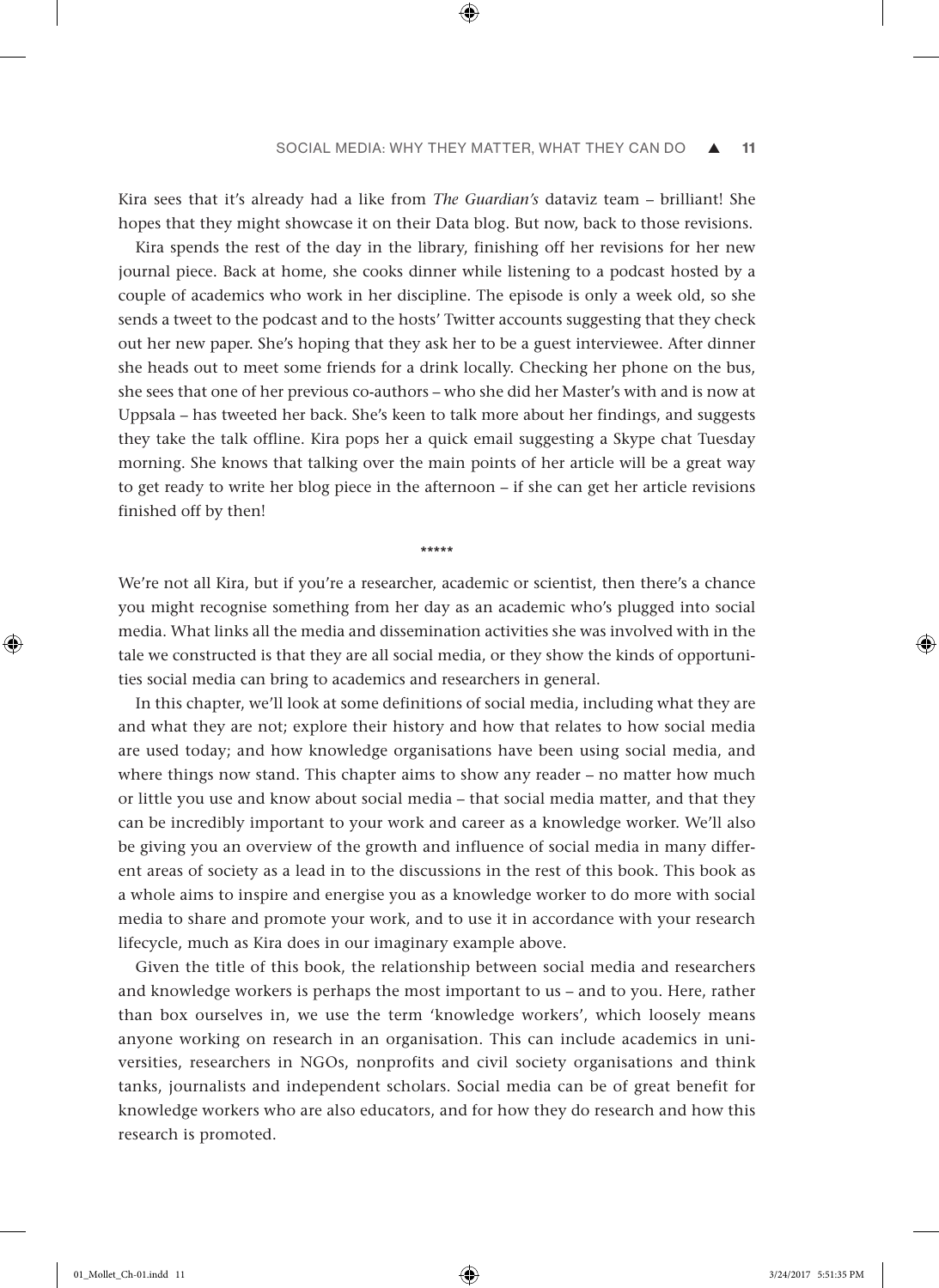Kira sees that it's already had a like from *The Guardian's* dataviz team – brilliant! She hopes that they might showcase it on their Data blog. But now, back to those revisions.

Kira spends the rest of the day in the library, finishing off her revisions for her new journal piece. Back at home, she cooks dinner while listening to a podcast hosted by a couple of academics who work in her discipline. The episode is only a week old, so she sends a tweet to the podcast and to the hosts' Twitter accounts suggesting that they check out her new paper. She's hoping that they ask her to be a guest interviewee. After dinner she heads out to meet some friends for a drink locally. Checking her phone on the bus, she sees that one of her previous co-authors – who she did her Master's with and is now at Uppsala – has tweeted her back. She's keen to talk more about her findings, and suggests they take the talk offline. Kira pops her a quick email suggesting a Skype chat Tuesday morning. She knows that talking over the main points of her article will be a great way to get ready to write her blog piece in the afternoon – if she can get her article revisions finished off by then!

*****

We're not all Kira, but if you're a researcher, academic or scientist, then there's a chance you might recognise something from her day as an academic who's plugged into social media. What links all the media and dissemination activities she was involved with in the tale we constructed is that they are all social media, or they show the kinds of opportunities social media can bring to academics and researchers in general.

In this chapter, we'll look at some definitions of social media, including what they are and what they are not; explore their history and how that relates to how social media are used today; and how knowledge organisations have been using social media, and where things now stand. This chapter aims to show any reader – no matter how much or little you use and know about social media – that social media matter, and that they can be incredibly important to your work and career as a knowledge worker. We'll also be giving you an overview of the growth and influence of social media in many different areas of society as a lead in to the discussions in the rest of this book. This book as a whole aims to inspire and energise you as a knowledge worker to do more with social media to share and promote your work, and to use it in accordance with your research lifecycle, much as Kira does in our imaginary example above.

Given the title of this book, the relationship between social media and researchers and knowledge workers is perhaps the most important to us – and to you. Here, rather than box ourselves in, we use the term 'knowledge workers', which loosely means anyone working on research in an organisation. This can include academics in universities, researchers in NGOs, nonprofits and civil society organisations and think tanks, journalists and independent scholars. Social media can be of great benefit for knowledge workers who are also educators, and for how they do research and how this research is promoted.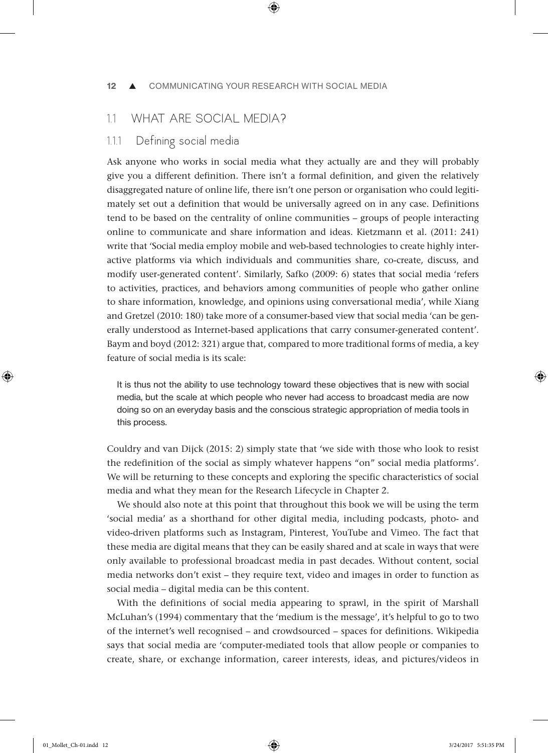## 1.1 WHAT ARE SOCIAL MEDIA?

### 1.1.1 Defining social media

Ask anyone who works in social media what they actually are and they will probably give you a different definition. There isn't a formal definition, and given the relatively disaggregated nature of online life, there isn't one person or organisation who could legitimately set out a definition that would be universally agreed on in any case. Definitions tend to be based on the centrality of online communities – groups of people interacting online to communicate and share information and ideas. Kietzmann et al. (2011: 241) write that 'Social media employ mobile and web-based technologies to create highly interactive platforms via which individuals and communities share, co-create, discuss, and modify user-generated content'. Similarly, Safko (2009: 6) states that social media 'refers to activities, practices, and behaviors among communities of people who gather online to share information, knowledge, and opinions using conversational media', while Xiang and Gretzel (2010: 180) take more of a consumer-based view that social media 'can be generally understood as Internet-based applications that carry consumer-generated content'. Baym and boyd (2012: 321) argue that, compared to more traditional forms of media, a key feature of social media is its scale:

> It is thus not the ability to use technology toward these objectives that is new with social media, but the scale at which people who never had access to broadcast media are now doing so on an everyday basis and the conscious strategic appropriation of media tools in this process.

Couldry and van Dijck (2015: 2) simply state that 'we side with those who look to resist the redefinition of the social as simply whatever happens "on" social media platforms'. We will be returning to these concepts and exploring the specific characteristics of social media and what they mean for the Research Lifecycle in Chapter 2.

We should also note at this point that throughout this book we will be using the term 'social media' as a shorthand for other digital media, including podcasts, photo- and video-driven platforms such as Instagram, Pinterest, YouTube and Vimeo. The fact that these media are digital means that they can be easily shared and at scale in ways that were only available to professional broadcast media in past decades. Without content, social media networks don't exist – they require text, video and images in order to function as social media – digital media can be this content.

With the definitions of social media appearing to sprawl, in the spirit of Marshall McLuhan's (1994) commentary that the 'medium is the message', it's helpful to go to two of the internet's well recognised – and crowdsourced – spaces for definitions. Wikipedia says that social media are 'computer-mediated tools that allow people or companies to create, share, or exchange information, career interests, ideas, and pictures/videos in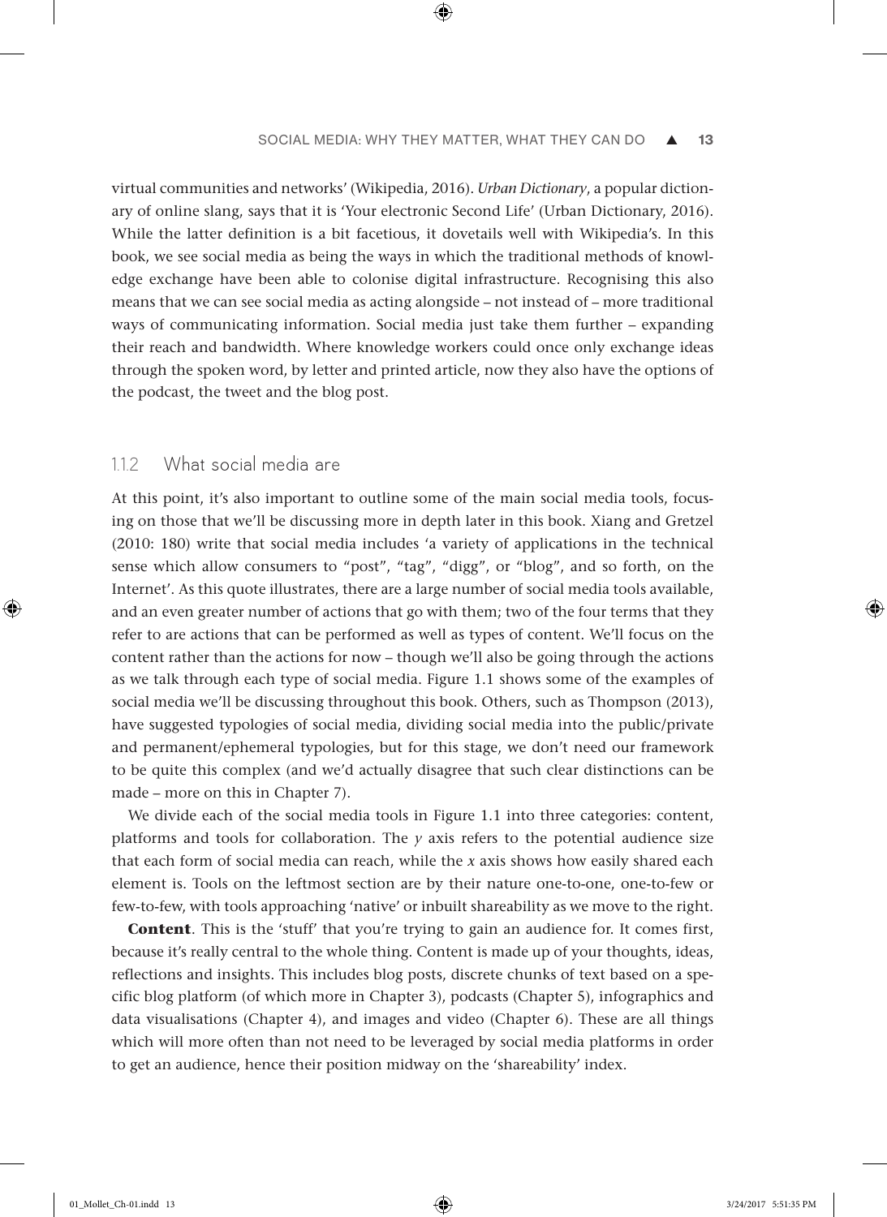virtual communities and networks' (Wikipedia, 2016). *Urban Dictionary*, a popular dictionary of online slang, says that it is 'Your electronic Second Life' (Urban Dictionary, 2016). While the latter definition is a bit facetious, it dovetails well with Wikipedia's. In this book, we see social media as being the ways in which the traditional methods of knowledge exchange have been able to colonise digital infrastructure. Recognising this also means that we can see social media as acting alongside – not instead of – more traditional ways of communicating information. Social media just take them further – expanding their reach and bandwidth. Where knowledge workers could once only exchange ideas through the spoken word, by letter and printed article, now they also have the options of the podcast, the tweet and the blog post.

### 1.1.2 What social media are

At this point, it's also important to outline some of the main social media tools, focusing on those that we'll be discussing more in depth later in this book. Xiang and Gretzel (2010: 180) write that social media includes 'a variety of applications in the technical sense which allow consumers to "post", "tag", "digg", or "blog", and so forth, on the Internet'. As this quote illustrates, there are a large number of social media tools available, and an even greater number of actions that go with them; two of the four terms that they refer to are actions that can be performed as well as types of content. We'll focus on the content rather than the actions for now – though we'll also be going through the actions as we talk through each type of social media. Figure 1.1 shows some of the examples of social media we'll be discussing throughout this book. Others, such as Thompson (2013), have suggested typologies of social media, dividing social media into the public/private and permanent/ephemeral typologies, but for this stage, we don't need our framework to be quite this complex (and we'd actually disagree that such clear distinctions can be made – more on this in Chapter 7).

We divide each of the social media tools in Figure 1.1 into three categories: content, platforms and tools for collaboration. The *y* axis refers to the potential audience size that each form of social media can reach, while the *x* axis shows how easily shared each element is. Tools on the leftmost section are by their nature one-to-one, one-to-few or few-to-few, with tools approaching 'native' or inbuilt shareability as we move to the right.

**Content**. This is the 'stuff' that you're trying to gain an audience for. It comes first, because it's really central to the whole thing. Content is made up of your thoughts, ideas, reflections and insights. This includes blog posts, discrete chunks of text based on a specific blog platform (of which more in Chapter 3), podcasts (Chapter 5), infographics and data visualisations (Chapter 4), and images and video (Chapter 6). These are all things which will more often than not need to be leveraged by social media platforms in order to get an audience, hence their position midway on the 'shareability' index.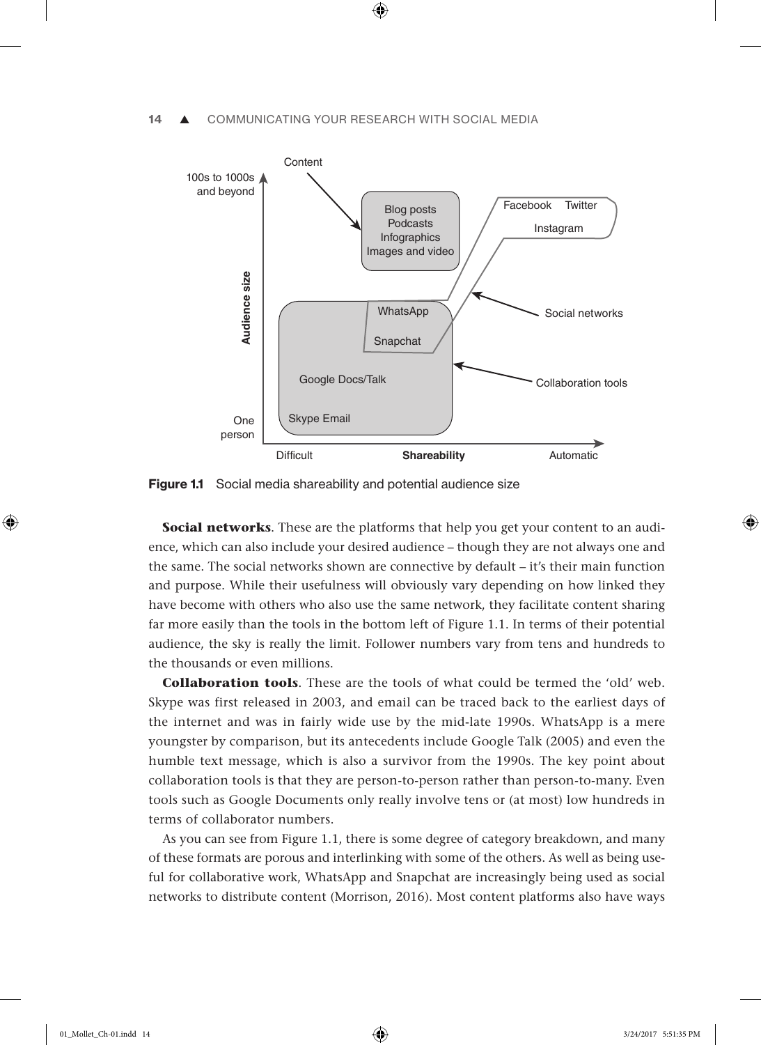Figure 1.1 Social media shareability and potential audience size

**Social networks**. These are the platforms that help you get your content to an audience, which can also include your desired audience – though they are not always one and the same. The social networks shown are connective by default – it's their main function and purpose. While their usefulness will obviously vary depending on how linked they have become with others who also use the same network, they facilitate content sharing far more easily than the tools in the bottom left of Figure 1.1. In terms of their potential audience, the sky is really the limit. Follower numbers vary from tens and hundreds to the thousands or even millions.

**Collaboration tools**. These are the tools of what could be termed the 'old' web. Skype was first released in 2003, and email can be traced back to the earliest days of the internet and was in fairly wide use by the mid-late 1990s. WhatsApp is a mere youngster by comparison, but its antecedents include Google Talk (2005) and even the humble text message, which is also a survivor from the 1990s. The key point about collaboration tools is that they are person-to-person rather than person-to-many. Even tools such as Google Documents only really involve tens or (at most) low hundreds in terms of collaborator numbers.

As you can see from Figure 1.1, there is some degree of category breakdown, and many of these formats are porous and interlinking with some of the others. As well as being useful for collaborative work, WhatsApp and Snapchat are increasingly being used as social networks to distribute content (Morrison, 2016). Most content platforms also have ways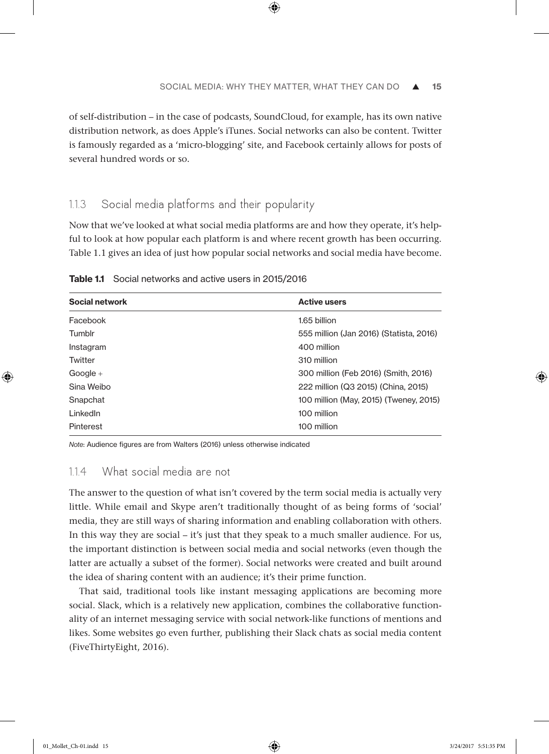of self-distribution – in the case of podcasts, SoundCloud, for example, has its own native distribution network, as does Apple's iTunes. Social networks can also be content. Twitter is famously regarded as a 'micro-blogging' site, and Facebook certainly allows for posts of several hundred words or so.

### 1.1.3 Social media platforms and their popularity

Now that we've looked at what social media platforms are and how they operate, it's helpful to look at how popular each platform is and where recent growth has been occurring. Table 1.1 gives an idea of just how popular social networks and social media have become.

**Table 1.1** Social networks and active users in 2015/2016

| Social network | Active users |
|---|---|
| Facebook | 1.65 billion |
| Tumblr | 555 million (Jan 2016) (Statista, 2016) |
| Instagram | 400 million |
| Twitter | 310 million |
| Google + | 300 million (Feb 2016) (Smith, 2016) |
| Sina Weibo | 222 million (Q3 2015) (China, 2015) |
| Snapchat | 100 million (May, 2015) (Tweney, 2015) |
| LinkedIn | 100 million |
| Pinterest | 100 million |

*Note*: Audience figures are from Walters (2016) unless otherwise indicated

### 1.1.4 What social media are not

The answer to the question of what isn't covered by the term social media is actually very little. While email and Skype aren't traditionally thought of as being forms of 'social' media, they are still ways of sharing information and enabling collaboration with others. In this way they are social – it's just that they speak to a much smaller audience. For us, the important distinction is between social media and social networks (even though the latter are actually a subset of the former). Social networks were created and built around the idea of sharing content with an audience; it's their prime function.

That said, traditional tools like instant messaging applications are becoming more social. Slack, which is a relatively new application, combines the collaborative functionality of an internet messaging service with social network-like functions of mentions and likes. Some websites go even further, publishing their Slack chats as social media content (FiveThirtyEight, 2016).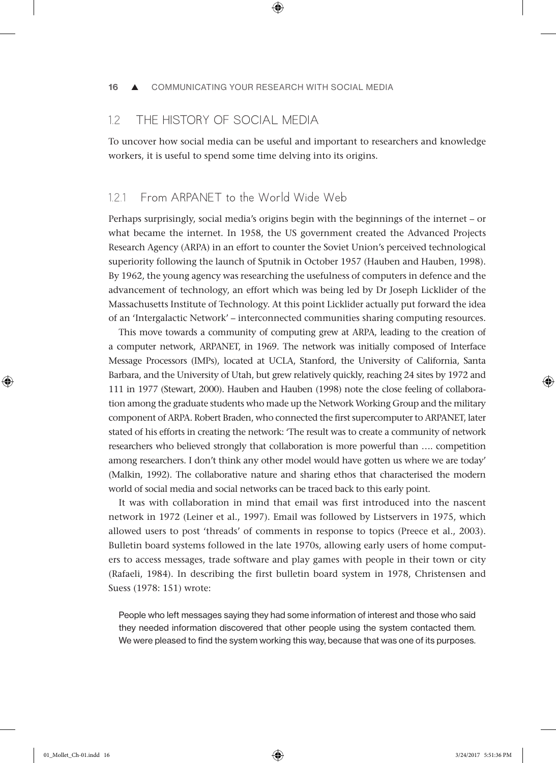## 1.2 THE HISTORY OF SOCIAL MEDIA

To uncover how social media can be useful and important to researchers and knowledge workers, it is useful to spend some time delving into its origins.

### 1.2.1 From ARPANET to the World Wide Web

Perhaps surprisingly, social media's origins begin with the beginnings of the internet – or what became the internet. In 1958, the US government created the Advanced Projects Research Agency (ARPA) in an effort to counter the Soviet Union's perceived technological superiority following the launch of Sputnik in October 1957 (Hauben and Hauben, 1998). By 1962, the young agency was researching the usefulness of computers in defence and the advancement of technology, an effort which was being led by Dr Joseph Licklider of the Massachusetts Institute of Technology. At this point Licklider actually put forward the idea of an 'Intergalactic Network' – interconnected communities sharing computing resources.

This move towards a community of computing grew at ARPA, leading to the creation of a computer network, ARPANET, in 1969. The network was initially composed of Interface Message Processors (IMPs), located at UCLA, Stanford, the University of California, Santa Barbara, and the University of Utah, but grew relatively quickly, reaching 24 sites by 1972 and 111 in 1977 (Stewart, 2000). Hauben and Hauben (1998) note the close feeling of collaboration among the graduate students who made up the Network Working Group and the military component of ARPA. Robert Braden, who connected the first supercomputer to ARPANET, later stated of his efforts in creating the network: 'The result was to create a community of network researchers who believed strongly that collaboration is more powerful than …. competition among researchers. I don't think any other model would have gotten us where we are today' (Malkin, 1992). The collaborative nature and sharing ethos that characterised the modern world of social media and social networks can be traced back to this early point.

It was with collaboration in mind that email was first introduced into the nascent network in 1972 (Leiner et al., 1997). Email was followed by Listservers in 1975, which allowed users to post 'threads' of comments in response to topics (Preece et al., 2003). Bulletin board systems followed in the late 1970s, allowing early users of home computers to access messages, trade software and play games with people in their town or city (Rafaeli, 1984). In describing the first bulletin board system in 1978, Christensen and Suess (1978: 151) wrote:

> People who left messages saying they had some information of interest and those who said they needed information discovered that other people using the system contacted them. We were pleased to find the system working this way, because that was one of its purposes.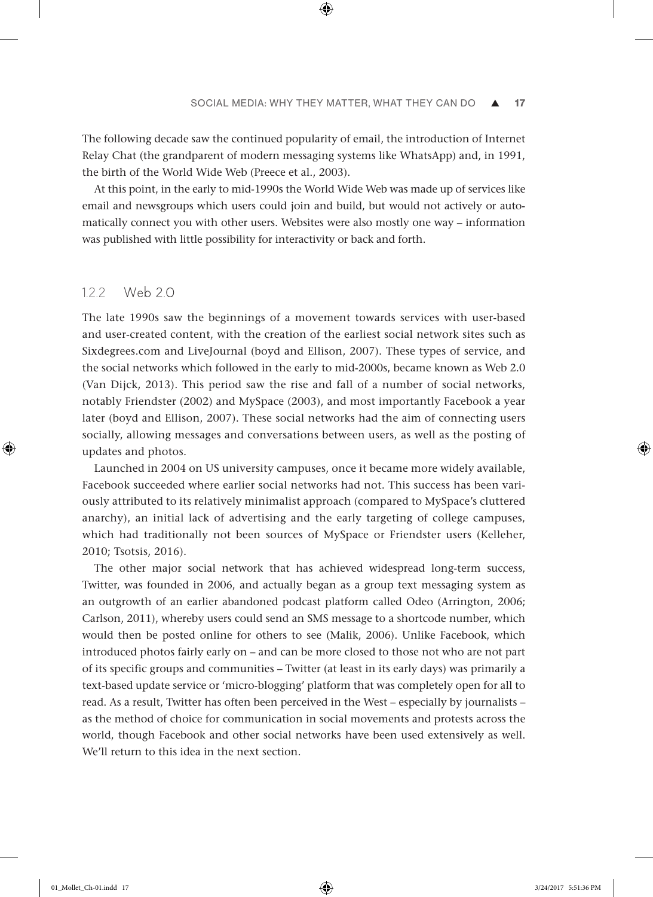The following decade saw the continued popularity of email, the introduction of Internet Relay Chat (the grandparent of modern messaging systems like WhatsApp) and, in 1991, the birth of the World Wide Web (Preece et al., 2003).

At this point, in the early to mid-1990s the World Wide Web was made up of services like email and newsgroups which users could join and build, but would not actively or automatically connect you with other users. Websites were also mostly one way – information was published with little possibility for interactivity or back and forth.

### 1.2.2 Web 2.0

The late 1990s saw the beginnings of a movement towards services with user-based and user-created content, with the creation of the earliest social network sites such as Sixdegrees.com and LiveJournal (boyd and Ellison, 2007). These types of service, and the social networks which followed in the early to mid-2000s, became known as Web 2.0 (Van Dijck, 2013). This period saw the rise and fall of a number of social networks, notably Friendster (2002) and MySpace (2003), and most importantly Facebook a year later (boyd and Ellison, 2007). These social networks had the aim of connecting users socially, allowing messages and conversations between users, as well as the posting of updates and photos.

Launched in 2004 on US university campuses, once it became more widely available, Facebook succeeded where earlier social networks had not. This success has been variously attributed to its relatively minimalist approach (compared to MySpace's cluttered anarchy), an initial lack of advertising and the early targeting of college campuses, which had traditionally not been sources of MySpace or Friendster users (Kelleher, 2010; Tsotsis, 2016).

The other major social network that has achieved widespread long-term success, Twitter, was founded in 2006, and actually began as a group text messaging system as an outgrowth of an earlier abandoned podcast platform called Odeo (Arrington, 2006; Carlson, 2011), whereby users could send an SMS message to a shortcode number, which would then be posted online for others to see (Malik, 2006). Unlike Facebook, which introduced photos fairly early on – and can be more closed to those not who are not part of its specific groups and communities – Twitter (at least in its early days) was primarily a text-based update service or 'micro-blogging' platform that was completely open for all to read. As a result, Twitter has often been perceived in the West – especially by journalists – as the method of choice for communication in social movements and protests across the world, though Facebook and other social networks have been used extensively as well. We'll return to this idea in the next section.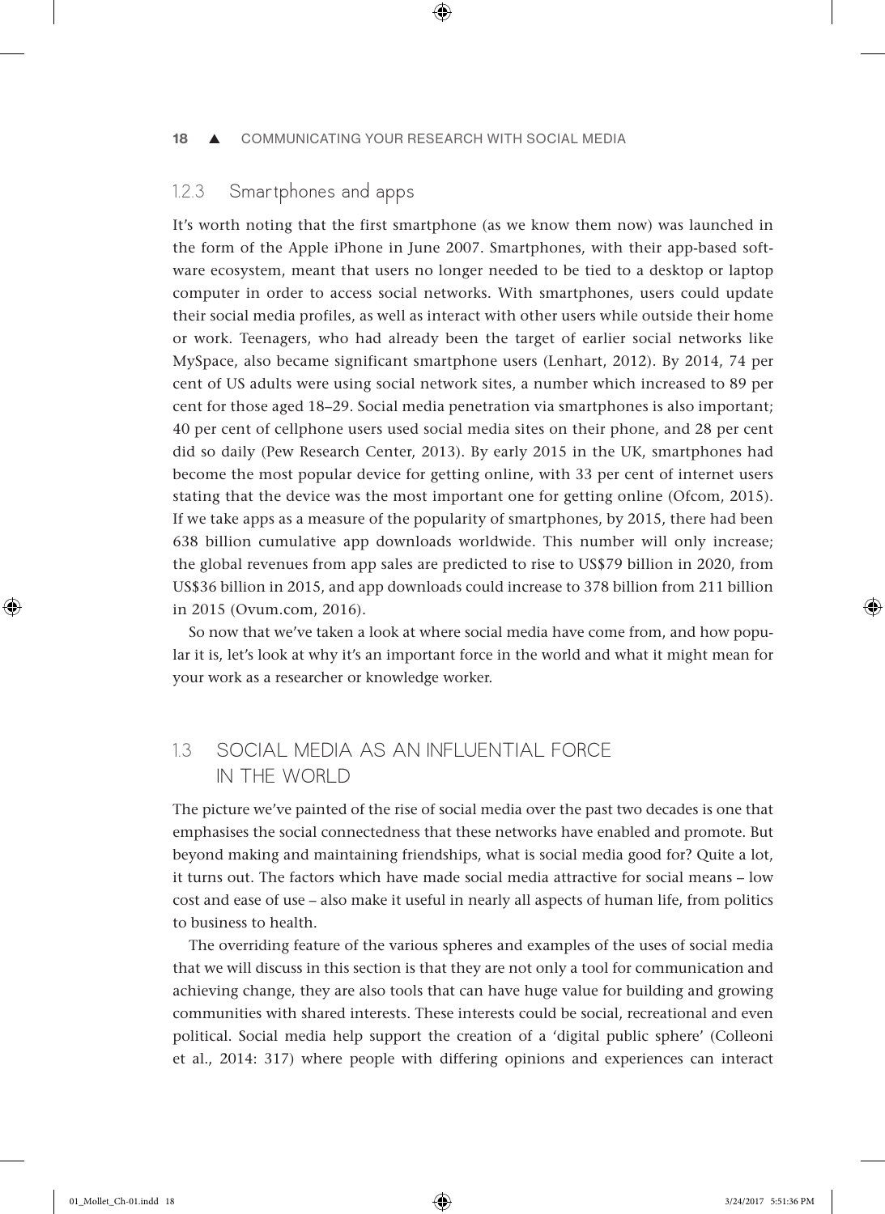### 1.2.3 Smartphones and apps

It's worth noting that the first smartphone (as we know them now) was launched in the form of the Apple iPhone in June 2007. Smartphones, with their app-based software ecosystem, meant that users no longer needed to be tied to a desktop or laptop computer in order to access social networks. With smartphones, users could update their social media profiles, as well as interact with other users while outside their home or work. Teenagers, who had already been the target of earlier social networks like MySpace, also became significant smartphone users (Lenhart, 2012). By 2014, 74 per cent of US adults were using social network sites, a number which increased to 89 per cent for those aged 18–29. Social media penetration via smartphones is also important; 40 per cent of cellphone users used social media sites on their phone, and 28 per cent did so daily (Pew Research Center, 2013). By early 2015 in the UK, smartphones had become the most popular device for getting online, with 33 per cent of internet users stating that the device was the most important one for getting online (Ofcom, 2015). If we take apps as a measure of the popularity of smartphones, by 2015, there had been 638 billion cumulative app downloads worldwide. This number will only increase; the global revenues from app sales are predicted to rise to US$79 billion in 2020, from US$36 billion in 2015, and app downloads could increase to 378 billion from 211 billion in 2015 (Ovum.com, 2016).

So now that we've taken a look at where social media have come from, and how popular it is, let's look at why it's an important force in the world and what it might mean for your work as a researcher or knowledge worker.

## 1.3 SOCIAL MEDIA AS AN INFLUENTIAL FORCE IN THE WORLD

The picture we've painted of the rise of social media over the past two decades is one that emphasises the social connectedness that these networks have enabled and promote. But beyond making and maintaining friendships, what is social media good for? Quite a lot, it turns out. The factors which have made social media attractive for social means – low cost and ease of use – also make it useful in nearly all aspects of human life, from politics to business to health.

The overriding feature of the various spheres and examples of the uses of social media that we will discuss in this section is that they are not only a tool for communication and achieving change, they are also tools that can have huge value for building and growing communities with shared interests. These interests could be social, recreational and even political. Social media help support the creation of a 'digital public sphere' (Colleoni et al., 2014: 317) where people with differing opinions and experiences can interact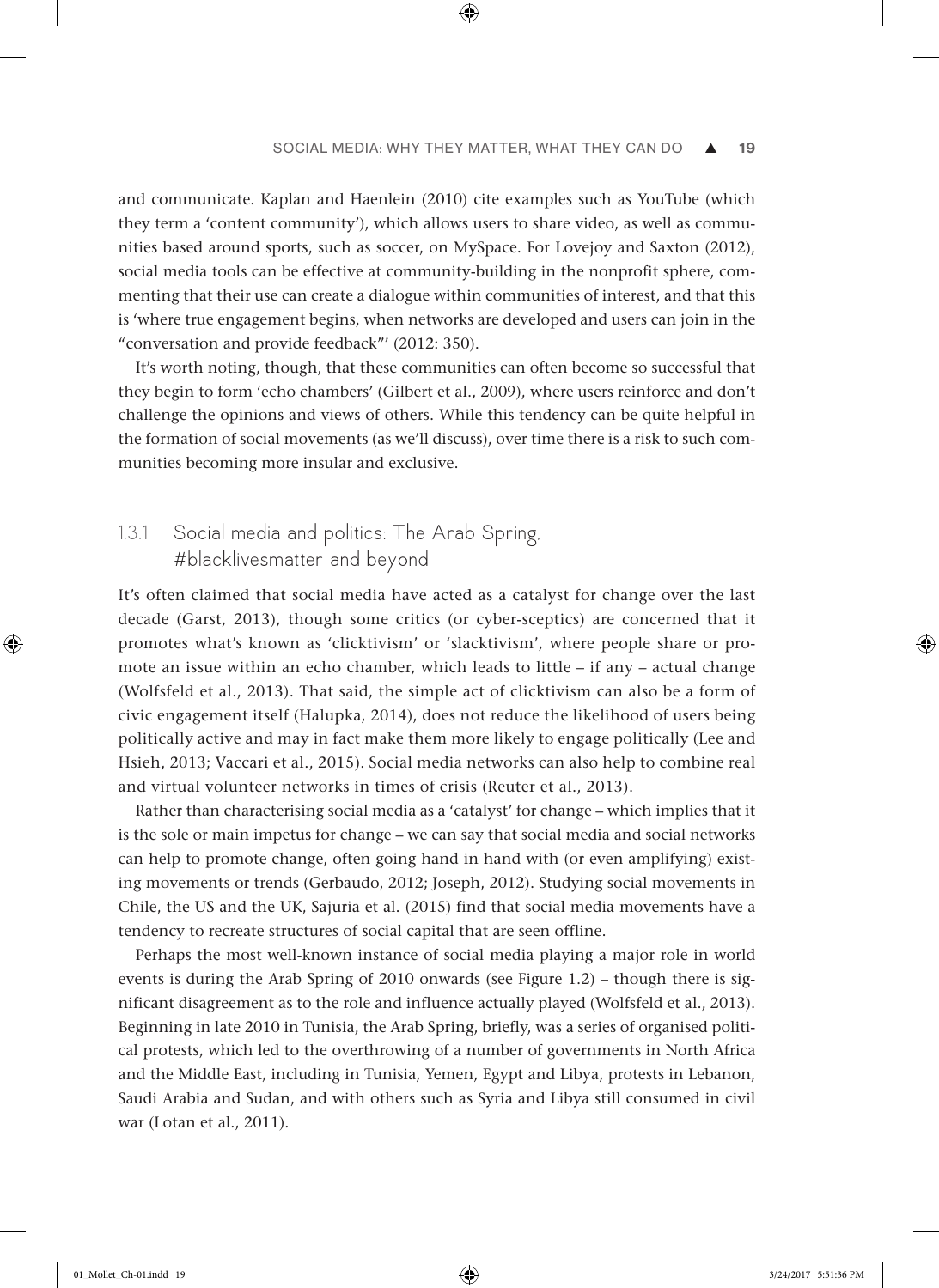and communicate. Kaplan and Haenlein (2010) cite examples such as YouTube (which they term a 'content community'), which allows users to share video, as well as communities based around sports, such as soccer, on MySpace. For Lovejoy and Saxton (2012), social media tools can be effective at community-building in the nonprofit sphere, commenting that their use can create a dialogue within communities of interest, and that this is 'where true engagement begins, when networks are developed and users can join in the "conversation and provide feedback"' (2012: 350).

It's worth noting, though, that these communities can often become so successful that they begin to form 'echo chambers' (Gilbert et al., 2009), where users reinforce and don't challenge the opinions and views of others. While this tendency can be quite helpful in the formation of social movements (as we'll discuss), over time there is a risk to such communities becoming more insular and exclusive.

### 1.3.1 Social media and politics: The Arab Spring, #blacklivesmatter and beyond

It's often claimed that social media have acted as a catalyst for change over the last decade (Garst, 2013), though some critics (or cyber-sceptics) are concerned that it promotes what's known as 'clicktivism' or 'slacktivism', where people share or promote an issue within an echo chamber, which leads to little – if any – actual change (Wolfsfeld et al., 2013). That said, the simple act of clicktivism can also be a form of civic engagement itself (Halupka, 2014), does not reduce the likelihood of users being politically active and may in fact make them more likely to engage politically (Lee and Hsieh, 2013; Vaccari et al., 2015). Social media networks can also help to combine real and virtual volunteer networks in times of crisis (Reuter et al., 2013).

Rather than characterising social media as a 'catalyst' for change – which implies that it is the sole or main impetus for change – we can say that social media and social networks can help to promote change, often going hand in hand with (or even amplifying) existing movements or trends (Gerbaudo, 2012; Joseph, 2012). Studying social movements in Chile, the US and the UK, Sajuria et al. (2015) find that social media movements have a tendency to recreate structures of social capital that are seen offline.

Perhaps the most well-known instance of social media playing a major role in world events is during the Arab Spring of 2010 onwards (see Figure 1.2) – though there is significant disagreement as to the role and influence actually played (Wolfsfeld et al., 2013). Beginning in late 2010 in Tunisia, the Arab Spring, briefly, was a series of organised political protests, which led to the overthrowing of a number of governments in North Africa and the Middle East, including in Tunisia, Yemen, Egypt and Libya, protests in Lebanon, Saudi Arabia and Sudan, and with others such as Syria and Libya still consumed in civil war (Lotan et al., 2011).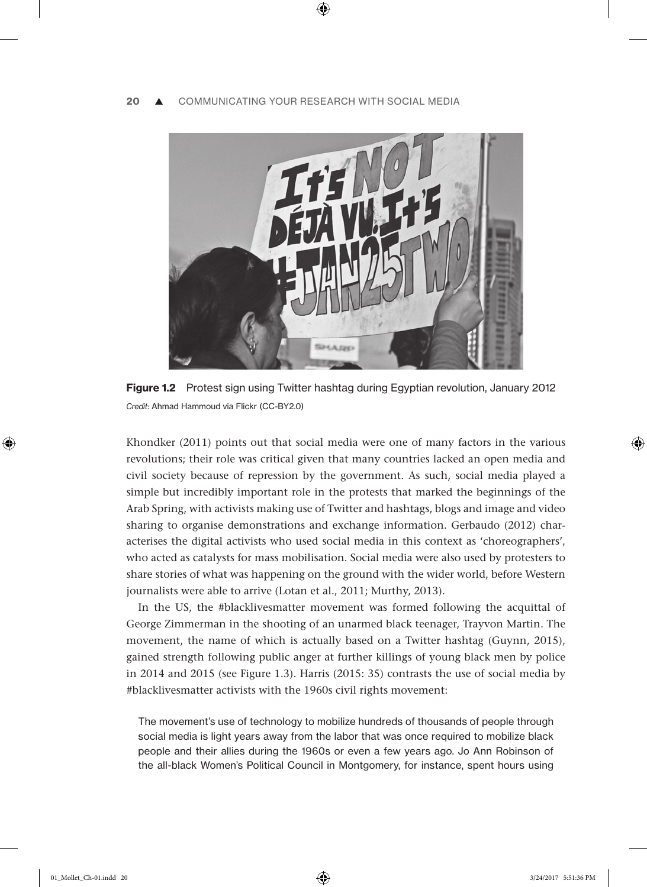**Figure 1.2** Protest sign using Twitter hashtag during Egyptian revolution, January 2012

*Credit*: Ahmad Hammoud via Flickr (CC-BY2.0)

Khondker (2011) points out that social media were one of many factors in the various revolutions; their role was critical given that many countries lacked an open media and civil society because of repression by the government. As such, social media played a simple but incredibly important role in the protests that marked the beginnings of the Arab Spring, with activists making use of Twitter and hashtags, blogs and image and video sharing to organise demonstrations and exchange information. Gerbaudo (2012) characterises the digital activists who used social media in this context as 'choreographers', who acted as catalysts for mass mobilisation. Social media were also used by protesters to share stories of what was happening on the ground with the wider world, before Western journalists were able to arrive (Lotan et al., 2011; Murthy, 2013).

In the US, the #blacklivesmatter movement was formed following the acquittal of George Zimmerman in the shooting of an unarmed black teenager, Trayvon Martin. The movement, the name of which is actually based on a Twitter hashtag (Guynn, 2015), gained strength following public anger at further killings of young black men by police in 2014 and 2015 (see Figure 1.3). Harris (2015: 35) contrasts the use of social media by #blacklivesmatter activists with the 1960s civil rights movement:

> The movement's use of technology to mobilize hundreds of thousands of people through social media is light years away from the labor that was once required to mobilize black people and their allies during the 1960s or even a few years ago. Jo Ann Robinson of the all-black Women's Political Council in Montgomery, for instance, spent hours using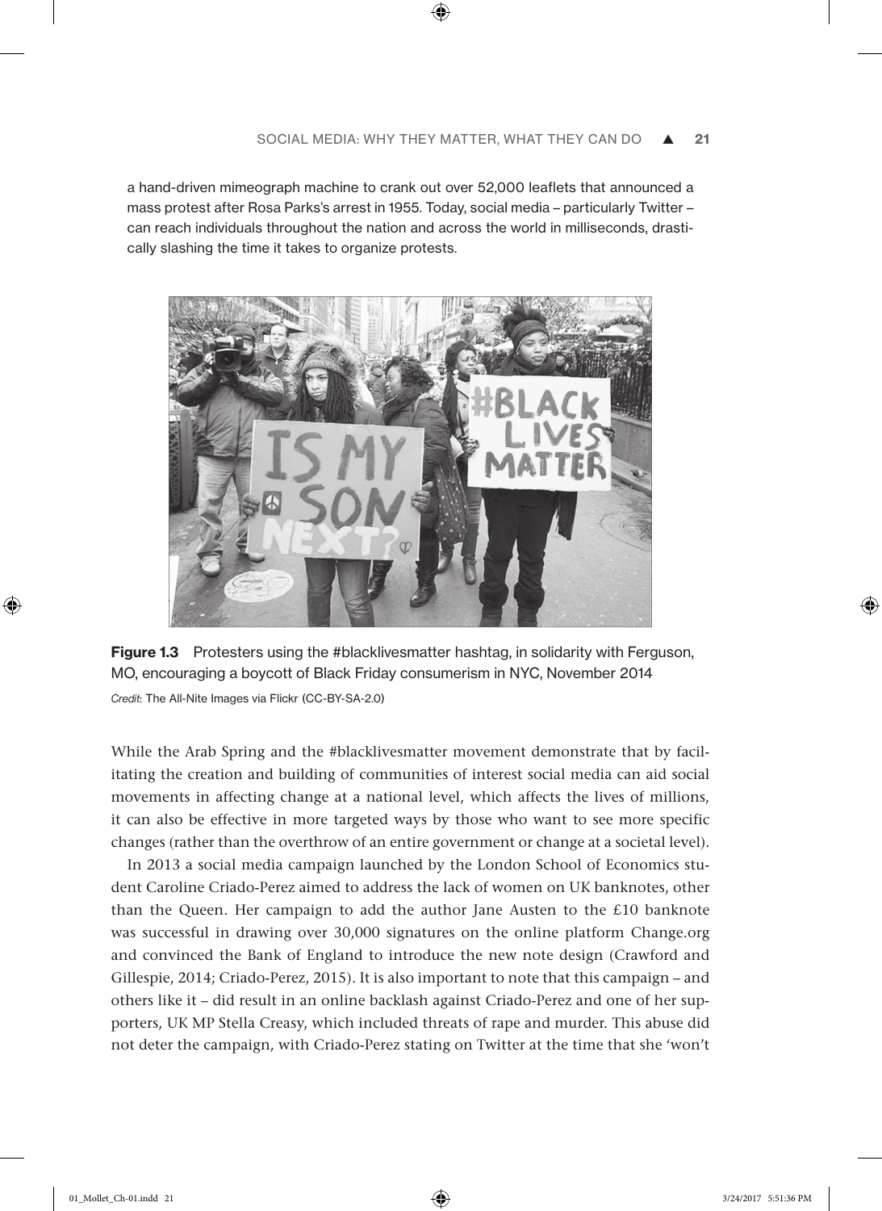a hand-driven mimeograph machine to crank out over 52,000 leaflets that announced a mass protest after Rosa Parks's arrest in 1955. Today, social media – particularly Twitter – can reach individuals throughout the nation and across the world in milliseconds, drastically slashing the time it takes to organize protests.

**Figure 1.3** Protesters using the #blacklivesmatter hashtag, in solidarity with Ferguson, MO, encouraging a boycott of Black Friday consumerism in NYC, November 2014

*Credit*: The All-Nite Images via Flickr (CC-BY-SA-2.0)

While the Arab Spring and the #blacklivesmatter movement demonstrate that by facilitating the creation and building of communities of interest social media can aid social movements in affecting change at a national level, which affects the lives of millions, it can also be effective in more targeted ways by those who want to see more specific changes (rather than the overthrow of an entire government or change at a societal level).

In 2013 a social media campaign launched by the London School of Economics student Caroline Criado-Perez aimed to address the lack of women on UK banknotes, other than the Queen. Her campaign to add the author Jane Austen to the £10 banknote was successful in drawing over 30,000 signatures on the online platform Change.org and convinced the Bank of England to introduce the new note design (Crawford and Gillespie, 2014; Criado-Perez, 2015). It is also important to note that this campaign – and others like it – did result in an online backlash against Criado-Perez and one of her supporters, UK MP Stella Creasy, which included threats of rape and murder. This abuse did not deter the campaign, with Criado-Perez stating on Twitter at the time that she 'won't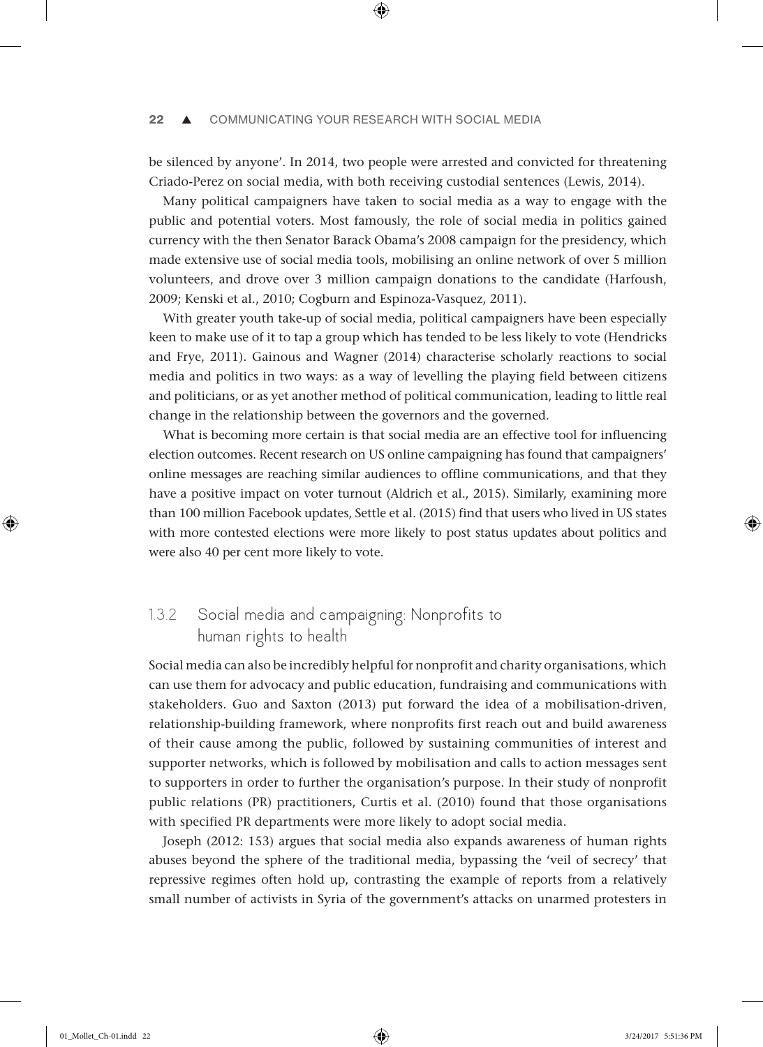be silenced by anyone'. In 2014, two people were arrested and convicted for threatening Criado-Perez on social media, with both receiving custodial sentences (Lewis, 2014).

Many political campaigners have taken to social media as a way to engage with the public and potential voters. Most famously, the role of social media in politics gained currency with the then Senator Barack Obama's 2008 campaign for the presidency, which made extensive use of social media tools, mobilising an online network of over 5 million volunteers, and drove over 3 million campaign donations to the candidate (Harfoush, 2009; Kenski et al., 2010; Cogburn and Espinoza-Vasquez, 2011).

With greater youth take-up of social media, political campaigners have been especially keen to make use of it to tap a group which has tended to be less likely to vote (Hendricks and Frye, 2011). Gainous and Wagner (2014) characterise scholarly reactions to social media and politics in two ways: as a way of levelling the playing field between citizens and politicians, or as yet another method of political communication, leading to little real change in the relationship between the governors and the governed.

What is becoming more certain is that social media are an effective tool for influencing election outcomes. Recent research on US online campaigning has found that campaigners' online messages are reaching similar audiences to offline communications, and that they have a positive impact on voter turnout (Aldrich et al., 2015). Similarly, examining more than 100 million Facebook updates, Settle et al. (2015) find that users who lived in US states with more contested elections were more likely to post status updates about politics and were also 40 per cent more likely to vote.

### 1.3.2 Social media and campaigning: Nonprofits to human rights to health

Social media can also be incredibly helpful for nonprofit and charity organisations, which can use them for advocacy and public education, fundraising and communications with stakeholders. Guo and Saxton (2013) put forward the idea of a mobilisation-driven, relationship-building framework, where nonprofits first reach out and build awareness of their cause among the public, followed by sustaining communities of interest and supporter networks, which is followed by mobilisation and calls to action messages sent to supporters in order to further the organisation's purpose. In their study of nonprofit public relations (PR) practitioners, Curtis et al. (2010) found that those organisations with specified PR departments were more likely to adopt social media.

Joseph (2012: 153) argues that social media also expands awareness of human rights abuses beyond the sphere of the traditional media, bypassing the 'veil of secrecy' that repressive regimes often hold up, contrasting the example of reports from a relatively small number of activists in Syria of the government's attacks on unarmed protesters in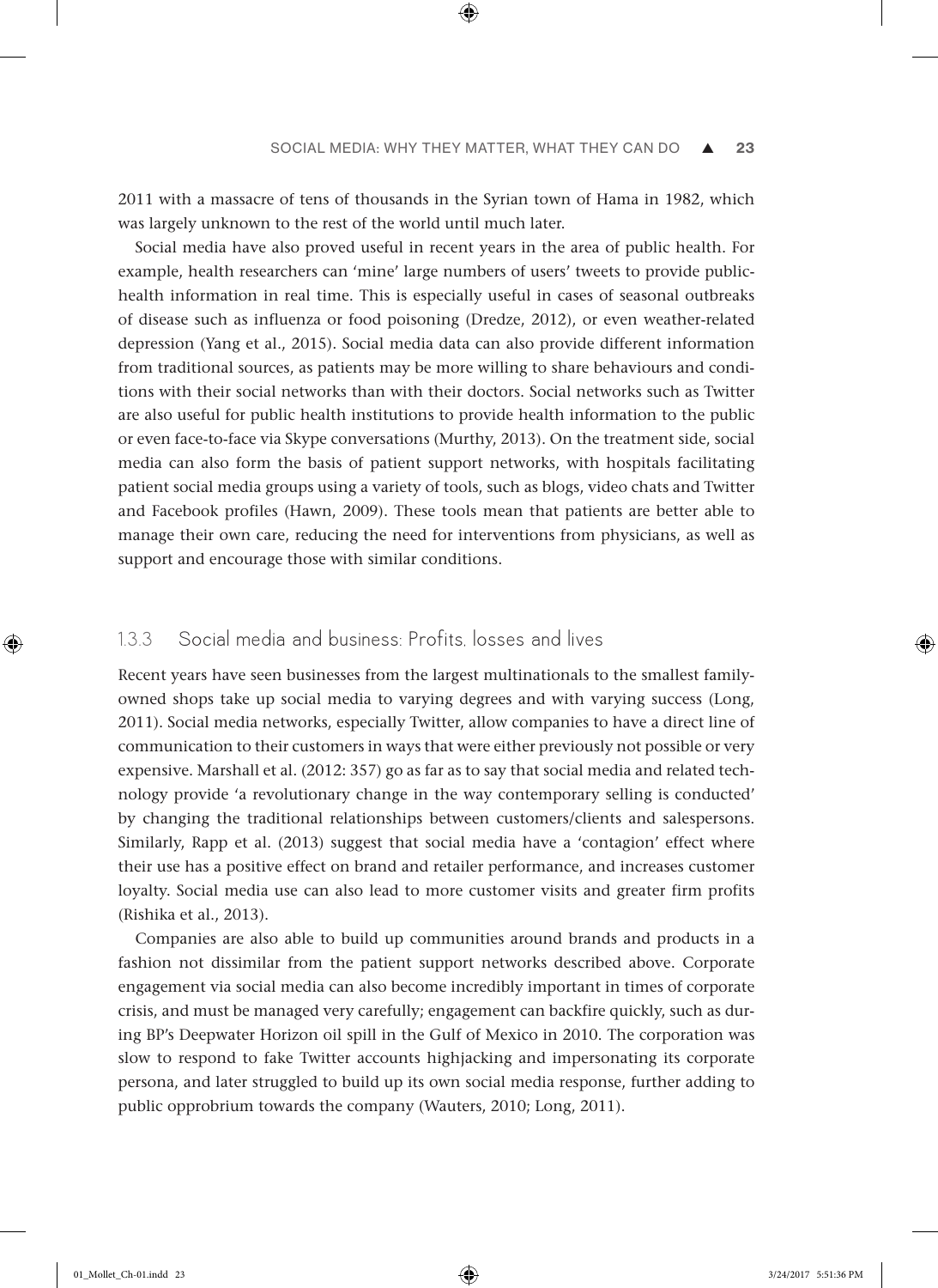2011 with a massacre of tens of thousands in the Syrian town of Hama in 1982, which was largely unknown to the rest of the world until much later.

Social media have also proved useful in recent years in the area of public health. For example, health researchers can 'mine' large numbers of users' tweets to provide public-health information in real time. This is especially useful in cases of seasonal outbreaks of disease such as influenza or food poisoning (Dredze, 2012), or even weather-related depression (Yang et al., 2015). Social media data can also provide different information from traditional sources, as patients may be more willing to share behaviours and conditions with their social networks than with their doctors. Social networks such as Twitter are also useful for public health institutions to provide health information to the public or even face-to-face via Skype conversations (Murthy, 2013). On the treatment side, social media can also form the basis of patient support networks, with hospitals facilitating patient social media groups using a variety of tools, such as blogs, video chats and Twitter and Facebook profiles (Hawn, 2009). These tools mean that patients are better able to manage their own care, reducing the need for interventions from physicians, as well as support and encourage those with similar conditions.

### 1.3.3 Social media and business: Profits, losses and lives

Recent years have seen businesses from the largest multinationals to the smallest family-owned shops take up social media to varying degrees and with varying success (Long, 2011). Social media networks, especially Twitter, allow companies to have a direct line of communication to their customers in ways that were either previously not possible or very expensive. Marshall et al. (2012: 357) go as far as to say that social media and related technology provide 'a revolutionary change in the way contemporary selling is conducted' by changing the traditional relationships between customers/clients and salespersons. Similarly, Rapp et al. (2013) suggest that social media have a 'contagion' effect where their use has a positive effect on brand and retailer performance, and increases customer loyalty. Social media use can also lead to more customer visits and greater firm profits (Rishika et al., 2013).

Companies are also able to build up communities around brands and products in a fashion not dissimilar from the patient support networks described above. Corporate engagement via social media can also become incredibly important in times of corporate crisis, and must be managed very carefully; engagement can backfire quickly, such as during BP's Deepwater Horizon oil spill in the Gulf of Mexico in 2010. The corporation was slow to respond to fake Twitter accounts highjacking and impersonating its corporate persona, and later struggled to build up its own social media response, further adding to public opprobrium towards the company (Wauters, 2010; Long, 2011).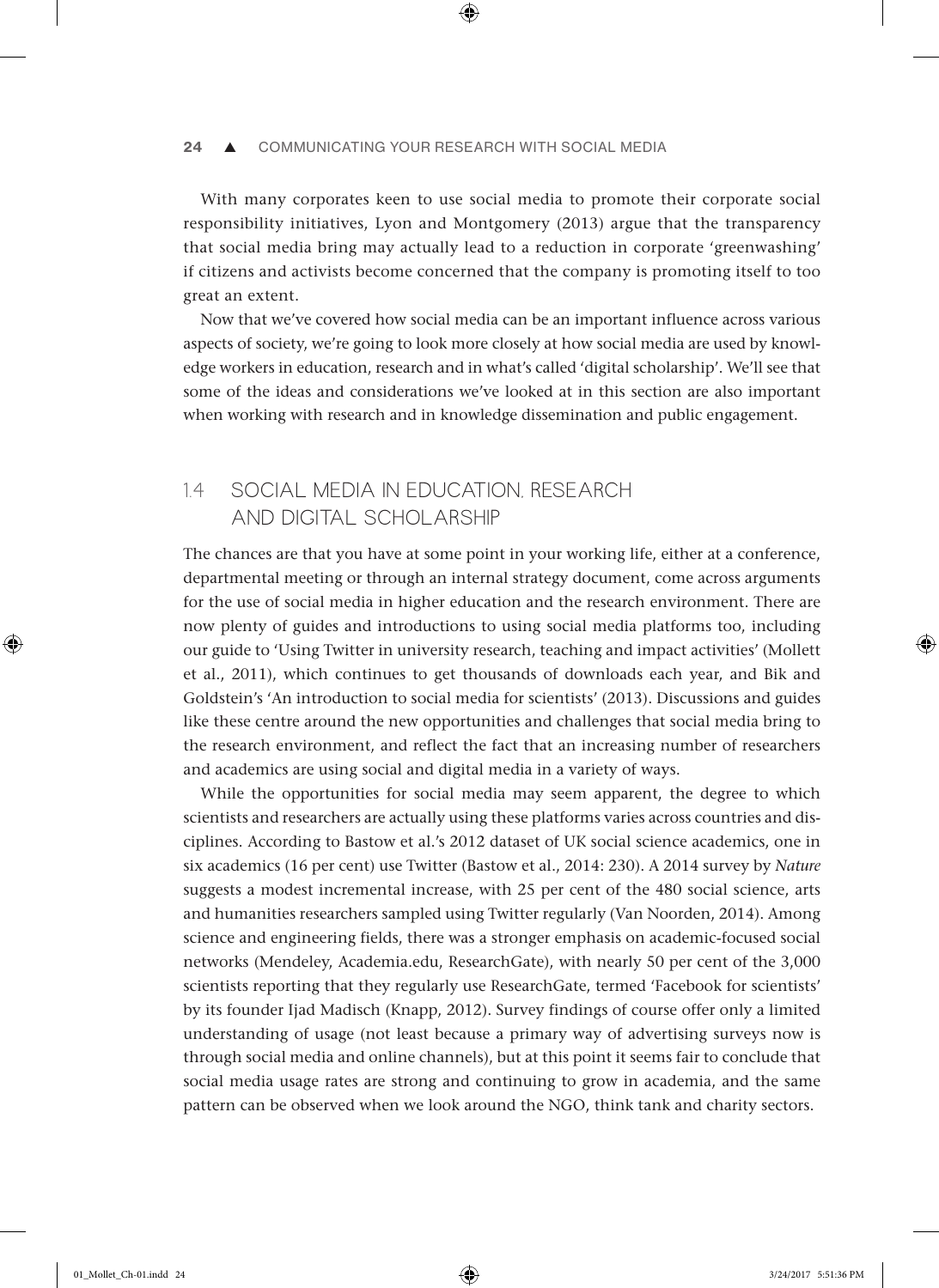With many corporates keen to use social media to promote their corporate social responsibility initiatives, Lyon and Montgomery (2013) argue that the transparency that social media bring may actually lead to a reduction in corporate 'greenwashing' if citizens and activists become concerned that the company is promoting itself to too great an extent.

Now that we've covered how social media can be an important influence across various aspects of society, we're going to look more closely at how social media are used by knowledge workers in education, research and in what's called 'digital scholarship'. We'll see that some of the ideas and considerations we've looked at in this section are also important when working with research and in knowledge dissemination and public engagement.

## 1.4 SOCIAL MEDIA IN EDUCATION, RESEARCH AND DIGITAL SCHOLARSHIP

The chances are that you have at some point in your working life, either at a conference, departmental meeting or through an internal strategy document, come across arguments for the use of social media in higher education and the research environment. There are now plenty of guides and introductions to using social media platforms too, including our guide to 'Using Twitter in university research, teaching and impact activities' (Mollett et al., 2011), which continues to get thousands of downloads each year, and Bik and Goldstein's 'An introduction to social media for scientists' (2013). Discussions and guides like these centre around the new opportunities and challenges that social media bring to the research environment, and reflect the fact that an increasing number of researchers and academics are using social and digital media in a variety of ways.

While the opportunities for social media may seem apparent, the degree to which scientists and researchers are actually using these platforms varies across countries and disciplines. According to Bastow et al.'s 2012 dataset of UK social science academics, one in six academics (16 per cent) use Twitter (Bastow et al., 2014: 230). A 2014 survey by *Nature* suggests a modest incremental increase, with 25 per cent of the 480 social science, arts and humanities researchers sampled using Twitter regularly (Van Noorden, 2014). Among science and engineering fields, there was a stronger emphasis on academic-focused social networks (Mendeley, Academia.edu, ResearchGate), with nearly 50 per cent of the 3,000 scientists reporting that they regularly use ResearchGate, termed 'Facebook for scientists' by its founder Ijad Madisch (Knapp, 2012). Survey findings of course offer only a limited understanding of usage (not least because a primary way of advertising surveys now is through social media and online channels), but at this point it seems fair to conclude that social media usage rates are strong and continuing to grow in academia, and the same pattern can be observed when we look around the NGO, think tank and charity sectors.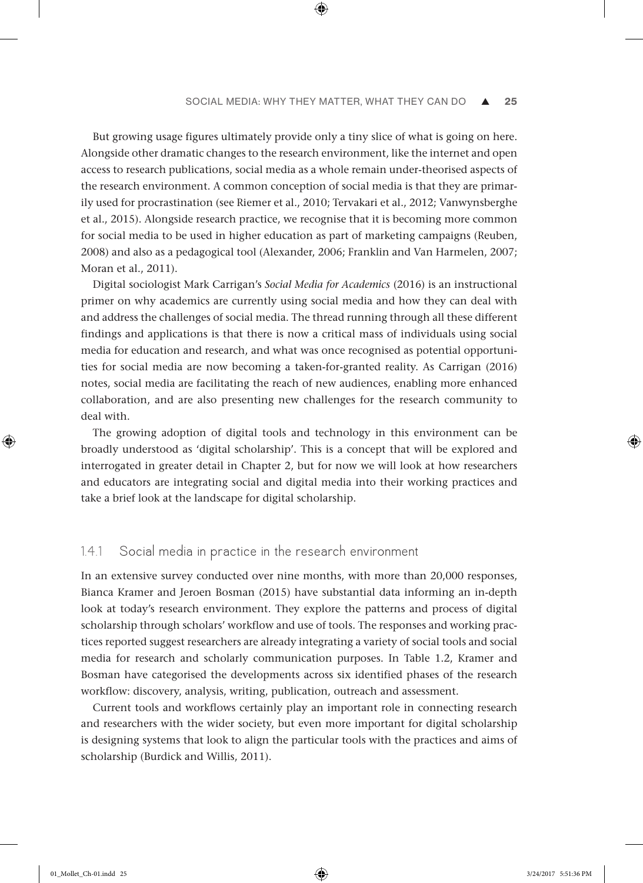But growing usage figures ultimately provide only a tiny slice of what is going on here. Alongside other dramatic changes to the research environment, like the internet and open access to research publications, social media as a whole remain under-theorised aspects of the research environment. A common conception of social media is that they are primarily used for procrastination (see Riemer et al., 2010; Tervakari et al., 2012; Vanwynsberghe et al., 2015). Alongside research practice, we recognise that it is becoming more common for social media to be used in higher education as part of marketing campaigns (Reuben, 2008) and also as a pedagogical tool (Alexander, 2006; Franklin and Van Harmelen, 2007; Moran et al., 2011).

Digital sociologist Mark Carrigan's *Social Media for Academics* (2016) is an instructional primer on why academics are currently using social media and how they can deal with and address the challenges of social media. The thread running through all these different findings and applications is that there is now a critical mass of individuals using social media for education and research, and what was once recognised as potential opportunities for social media are now becoming a taken-for-granted reality. As Carrigan (2016) notes, social media are facilitating the reach of new audiences, enabling more enhanced collaboration, and are also presenting new challenges for the research community to deal with.

The growing adoption of digital tools and technology in this environment can be broadly understood as 'digital scholarship'. This is a concept that will be explored and interrogated in greater detail in Chapter 2, but for now we will look at how researchers and educators are integrating social and digital media into their working practices and take a brief look at the landscape for digital scholarship.

### 1.4.1 Social media in practice in the research environment

In an extensive survey conducted over nine months, with more than 20,000 responses, Bianca Kramer and Jeroen Bosman (2015) have substantial data informing an in-depth look at today's research environment. They explore the patterns and process of digital scholarship through scholars' workflow and use of tools. The responses and working practices reported suggest researchers are already integrating a variety of social tools and social media for research and scholarly communication purposes. In Table 1.2, Kramer and Bosman have categorised the developments across six identified phases of the research workflow: discovery, analysis, writing, publication, outreach and assessment.

Current tools and workflows certainly play an important role in connecting research and researchers with the wider society, but even more important for digital scholarship is designing systems that look to align the particular tools with the practices and aims of scholarship (Burdick and Willis, 2011).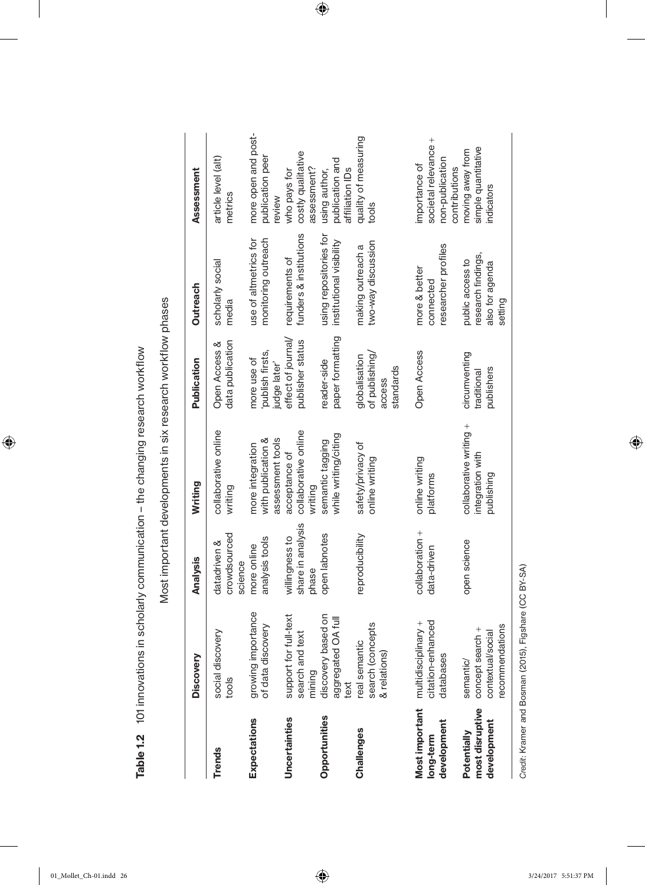**Table 1.2** 101 innovations in scholarly communication – the changing research workflow

Most important developments in six research workflow phases

| | **Discovery** | **Analysis** | **Writing** | **Publication** | **Outreach** | **Assessment** |
|---|---|---|---|---|---|---|
| **Trends** | social discovery tools | datadriven & crowdsourced science | collaborative online writing | Open Access & data publication | scholarly social media | article level (alt) metrics |
| **Expectations** | growing importance of data discovery | more online analysis tools | more integration with publication & assessment tools | more use of 'publish firsts, judge later' | use of altmetrics for monitoring outreach | more open and post-publication peer review |
| **Uncertainties** | support for full-text search and text mining | willingness to share in analysis phase | acceptance of collaborative online writing | effect of journal/publisher status | requirements of funders & institutions | who pays for costly qualitative assessment? |
| **Opportunities** | discovery based on aggregated OA full text | open labnotes | semantic tagging while writing/citing | reader-side paper formatting | using repositories for institutional visibility | using author, publication and affiliation IDs |
| **Challenges** | real semantic search (concepts & relations) | reproducibility | safety/privacy of online writing | globalisation of publishing/access standards | making outreach a two-way discussion | quality of measuring tools |
| **Most important long-term development** | multidisciplinary + citation-enhanced databases | collaboration + data-driven | online writing platforms | Open Access | more & better connected researcher profiles | importance of societal relevance + non-publication contributions |
| **Potentially most disruptive development** | semantic/concept search + contextual/social recommendations | open science | collaborative writing + integration with publishing | circumventing traditional publishers | public access to research findings, also for agenda setting | moving away from simple quantitative indicators |

*Credit*: Kramer and Bosman (2015), Figshare (CC BY-SA)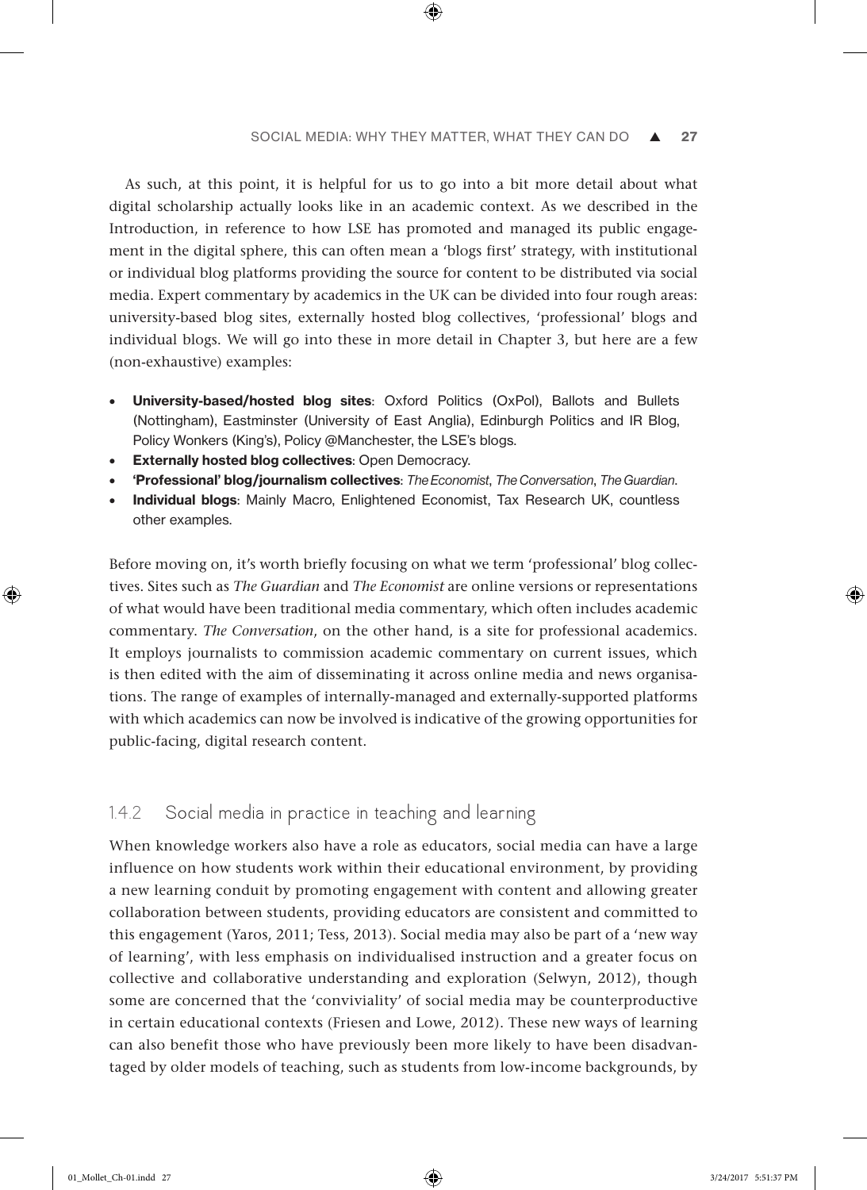As such, at this point, it is helpful for us to go into a bit more detail about what digital scholarship actually looks like in an academic context. As we described in the Introduction, in reference to how LSE has promoted and managed its public engagement in the digital sphere, this can often mean a 'blogs first' strategy, with institutional or individual blog platforms providing the source for content to be distributed via social media. Expert commentary by academics in the UK can be divided into four rough areas: university-based blog sites, externally hosted blog collectives, 'professional' blogs and individual blogs. We will go into these in more detail in Chapter 3, but here are a few (non-exhaustive) examples:

- **University-based/hosted blog sites**: Oxford Politics (OxPol), Ballots and Bullets (Nottingham), Eastminster (University of East Anglia), Edinburgh Politics and IR Blog, Policy Wonkers (King's), Policy @Manchester, the LSE's blogs.
- **Externally hosted blog collectives**: Open Democracy.
- **'Professional' blog/journalism collectives**: *The Economist*, *The Conversation*, *The Guardian*.
- **Individual blogs**: Mainly Macro, Enlightened Economist, Tax Research UK, countless other examples.

Before moving on, it's worth briefly focusing on what we term 'professional' blog collectives. Sites such as *The Guardian* and *The Economist* are online versions or representations of what would have been traditional media commentary, which often includes academic commentary. *The Conversation*, on the other hand, is a site for professional academics. It employs journalists to commission academic commentary on current issues, which is then edited with the aim of disseminating it across online media and news organisations. The range of examples of internally-managed and externally-supported platforms with which academics can now be involved is indicative of the growing opportunities for public-facing, digital research content.

### 1.4.2 Social media in practice in teaching and learning

When knowledge workers also have a role as educators, social media can have a large influence on how students work within their educational environment, by providing a new learning conduit by promoting engagement with content and allowing greater collaboration between students, providing educators are consistent and committed to this engagement (Yaros, 2011; Tess, 2013). Social media may also be part of a 'new way of learning', with less emphasis on individualised instruction and a greater focus on collective and collaborative understanding and exploration (Selwyn, 2012), though some are concerned that the 'conviviality' of social media may be counterproductive in certain educational contexts (Friesen and Lowe, 2012). These new ways of learning can also benefit those who have previously been more likely to have been disadvantaged by older models of teaching, such as students from low-income backgrounds, by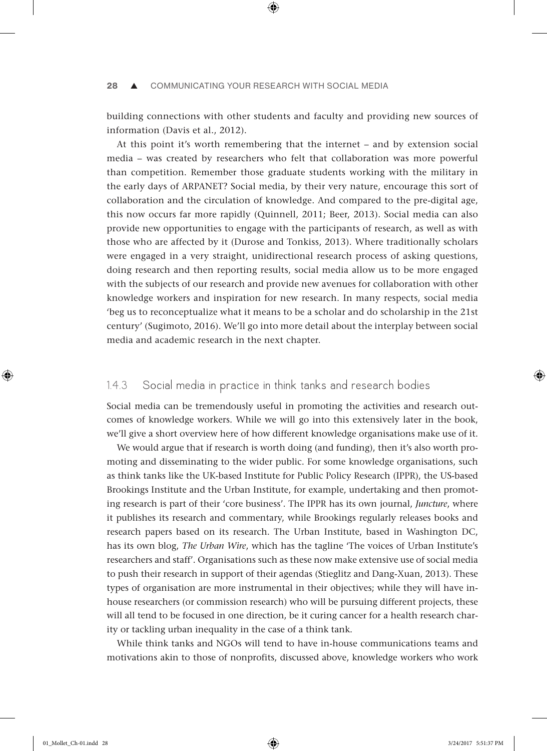building connections with other students and faculty and providing new sources of information (Davis et al., 2012).

At this point it's worth remembering that the internet – and by extension social media – was created by researchers who felt that collaboration was more powerful than competition. Remember those graduate students working with the military in the early days of ARPANET? Social media, by their very nature, encourage this sort of collaboration and the circulation of knowledge. And compared to the pre-digital age, this now occurs far more rapidly (Quinnell, 2011; Beer, 2013). Social media can also provide new opportunities to engage with the participants of research, as well as with those who are affected by it (Durose and Tonkiss, 2013). Where traditionally scholars were engaged in a very straight, unidirectional research process of asking questions, doing research and then reporting results, social media allow us to be more engaged with the subjects of our research and provide new avenues for collaboration with other knowledge workers and inspiration for new research. In many respects, social media 'beg us to reconceptualize what it means to be a scholar and do scholarship in the 21st century' (Sugimoto, 2016). We'll go into more detail about the interplay between social media and academic research in the next chapter.

### 1.4.3 Social media in practice in think tanks and research bodies

Social media can be tremendously useful in promoting the activities and research outcomes of knowledge workers. While we will go into this extensively later in the book, we'll give a short overview here of how different knowledge organisations make use of it.

We would argue that if research is worth doing (and funding), then it's also worth promoting and disseminating to the wider public. For some knowledge organisations, such as think tanks like the UK-based Institute for Public Policy Research (IPPR), the US-based Brookings Institute and the Urban Institute, for example, undertaking and then promoting research is part of their 'core business'. The IPPR has its own journal, *Juncture*, where it publishes its research and commentary, while Brookings regularly releases books and research papers based on its research. The Urban Institute, based in Washington DC, has its own blog, *The Urban Wire*, which has the tagline 'The voices of Urban Institute's researchers and staff'. Organisations such as these now make extensive use of social media to push their research in support of their agendas (Stieglitz and Dang-Xuan, 2013). These types of organisation are more instrumental in their objectives; while they will have in-house researchers (or commission research) who will be pursuing different projects, these will all tend to be focused in one direction, be it curing cancer for a health research charity or tackling urban inequality in the case of a think tank.

While think tanks and NGOs will tend to have in-house communications teams and motivations akin to those of nonprofits, discussed above, knowledge workers who work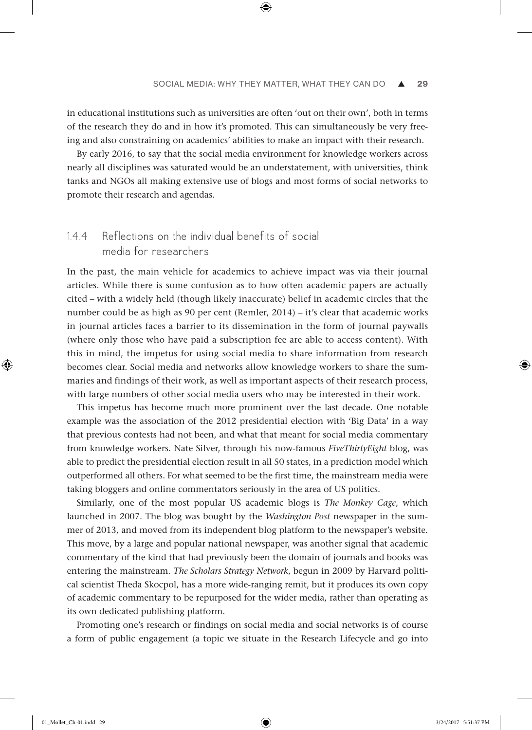in educational institutions such as universities are often 'out on their own', both in terms of the research they do and in how it's promoted. This can simultaneously be very freeing and also constraining on academics' abilities to make an impact with their research.

By early 2016, to say that the social media environment for knowledge workers across nearly all disciplines was saturated would be an understatement, with universities, think tanks and NGOs all making extensive use of blogs and most forms of social networks to promote their research and agendas.

### 1.4.4 Reflections on the individual benefits of social media for researchers

In the past, the main vehicle for academics to achieve impact was via their journal articles. While there is some confusion as to how often academic papers are actually cited – with a widely held (though likely inaccurate) belief in academic circles that the number could be as high as 90 per cent (Remler, 2014) – it's clear that academic works in journal articles faces a barrier to its dissemination in the form of journal paywalls (where only those who have paid a subscription fee are able to access content). With this in mind, the impetus for using social media to share information from research becomes clear. Social media and networks allow knowledge workers to share the summaries and findings of their work, as well as important aspects of their research process, with large numbers of other social media users who may be interested in their work.

This impetus has become much more prominent over the last decade. One notable example was the association of the 2012 presidential election with 'Big Data' in a way that previous contests had not been, and what that meant for social media commentary from knowledge workers. Nate Silver, through his now-famous *FiveThirtyEight* blog, was able to predict the presidential election result in all 50 states, in a prediction model which outperformed all others. For what seemed to be the first time, the mainstream media were taking bloggers and online commentators seriously in the area of US politics.

Similarly, one of the most popular US academic blogs is *The Monkey Cage*, which launched in 2007. The blog was bought by the *Washington Post* newspaper in the summer of 2013, and moved from its independent blog platform to the newspaper's website. This move, by a large and popular national newspaper, was another signal that academic commentary of the kind that had previously been the domain of journals and books was entering the mainstream. *The Scholars Strategy Network*, begun in 2009 by Harvard political scientist Theda Skocpol, has a more wide-ranging remit, but it produces its own copy of academic commentary to be repurposed for the wider media, rather than operating as its own dedicated publishing platform.

Promoting one's research or findings on social media and social networks is of course a form of public engagement (a topic we situate in the Research Lifecycle and go into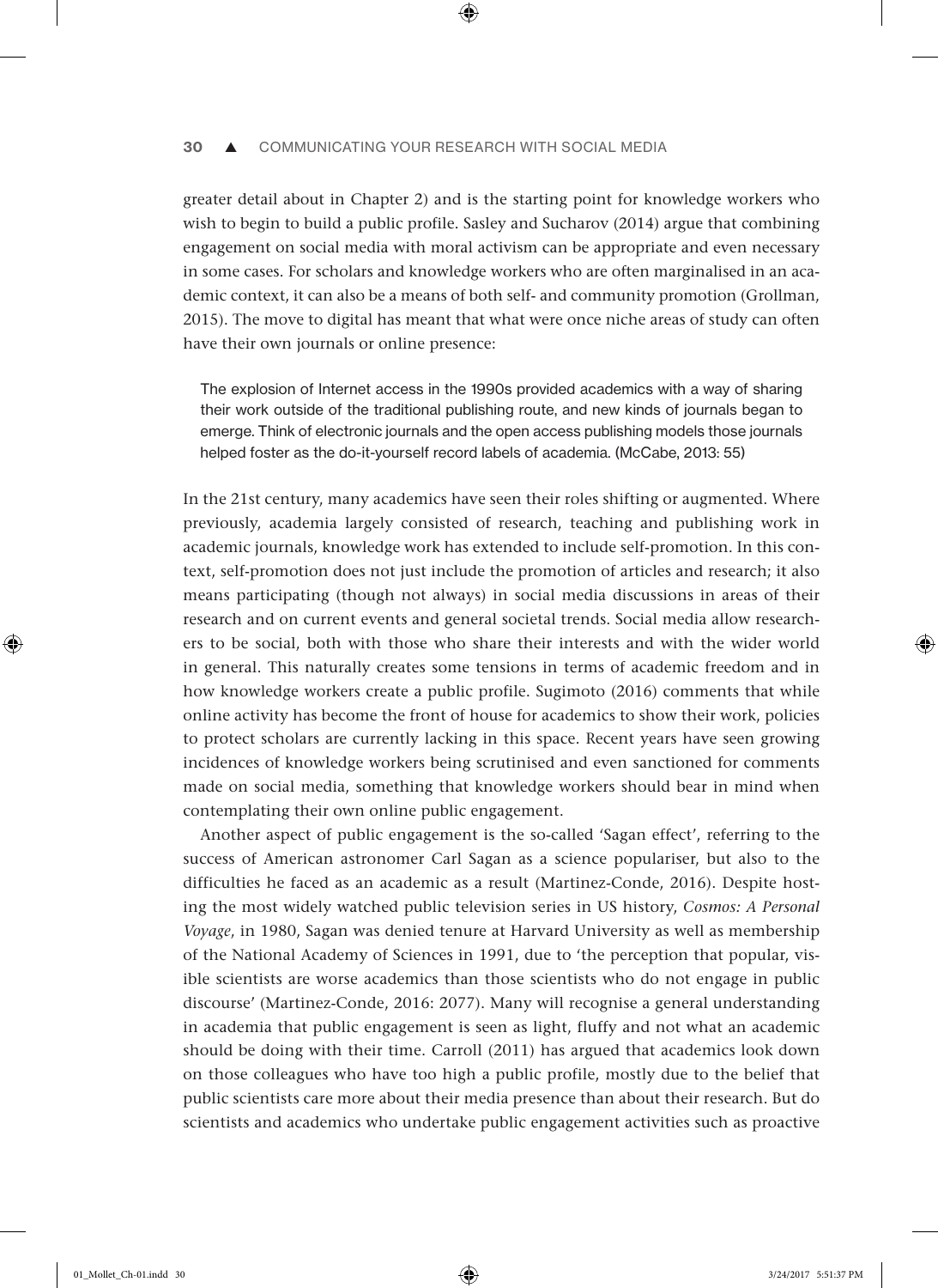greater detail about in Chapter 2) and is the starting point for knowledge workers who wish to begin to build a public profile. Sasley and Sucharov (2014) argue that combining engagement on social media with moral activism can be appropriate and even necessary in some cases. For scholars and knowledge workers who are often marginalised in an academic context, it can also be a means of both self- and community promotion (Grollman, 2015). The move to digital has meant that what were once niche areas of study can often have their own journals or online presence:

> The explosion of Internet access in the 1990s provided academics with a way of sharing their work outside of the traditional publishing route, and new kinds of journals began to emerge. Think of electronic journals and the open access publishing models those journals helped foster as the do-it-yourself record labels of academia. (McCabe, 2013: 55)

In the 21st century, many academics have seen their roles shifting or augmented. Where previously, academia largely consisted of research, teaching and publishing work in academic journals, knowledge work has extended to include self-promotion. In this context, self-promotion does not just include the promotion of articles and research; it also means participating (though not always) in social media discussions in areas of their research and on current events and general societal trends. Social media allow researchers to be social, both with those who share their interests and with the wider world in general. This naturally creates some tensions in terms of academic freedom and in how knowledge workers create a public profile. Sugimoto (2016) comments that while online activity has become the front of house for academics to show their work, policies to protect scholars are currently lacking in this space. Recent years have seen growing incidences of knowledge workers being scrutinised and even sanctioned for comments made on social media, something that knowledge workers should bear in mind when contemplating their own online public engagement.

Another aspect of public engagement is the so-called 'Sagan effect', referring to the success of American astronomer Carl Sagan as a science populariser, but also to the difficulties he faced as an academic as a result (Martinez-Conde, 2016). Despite hosting the most widely watched public television series in US history, *Cosmos: A Personal Voyage*, in 1980, Sagan was denied tenure at Harvard University as well as membership of the National Academy of Sciences in 1991, due to 'the perception that popular, visible scientists are worse academics than those scientists who do not engage in public discourse' (Martinez-Conde, 2016: 2077). Many will recognise a general understanding in academia that public engagement is seen as light, fluffy and not what an academic should be doing with their time. Carroll (2011) has argued that academics look down on those colleagues who have too high a public profile, mostly due to the belief that public scientists care more about their media presence than about their research. But do scientists and academics who undertake public engagement activities such as proactive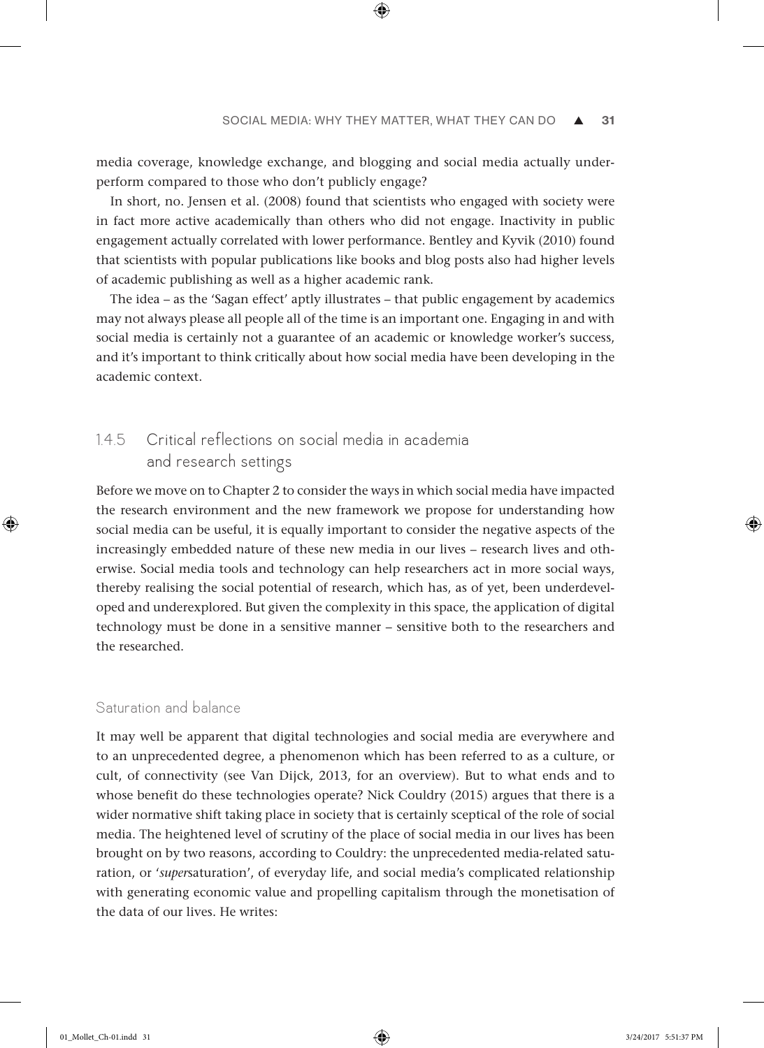media coverage, knowledge exchange, and blogging and social media actually underperform compared to those who don't publicly engage?

In short, no. Jensen et al. (2008) found that scientists who engaged with society were in fact more active academically than others who did not engage. Inactivity in public engagement actually correlated with lower performance. Bentley and Kyvik (2010) found that scientists with popular publications like books and blog posts also had higher levels of academic publishing as well as a higher academic rank.

The idea – as the 'Sagan effect' aptly illustrates – that public engagement by academics may not always please all people all of the time is an important one. Engaging in and with social media is certainly not a guarantee of an academic or knowledge worker's success, and it's important to think critically about how social media have been developing in the academic context.

### 1.4.5 Critical reflections on social media in academia and research settings

Before we move on to Chapter 2 to consider the ways in which social media have impacted the research environment and the new framework we propose for understanding how social media can be useful, it is equally important to consider the negative aspects of the increasingly embedded nature of these new media in our lives – research lives and otherwise. Social media tools and technology can help researchers act in more social ways, thereby realising the social potential of research, which has, as of yet, been underdeveloped and underexplored. But given the complexity in this space, the application of digital technology must be done in a sensitive manner – sensitive both to the researchers and the researched.

#### Saturation and balance

It may well be apparent that digital technologies and social media are everywhere and to an unprecedented degree, a phenomenon which has been referred to as a culture, or cult, of connectivity (see Van Dijck, 2013, for an overview). But to what ends and to whose benefit do these technologies operate? Nick Couldry (2015) argues that there is a wider normative shift taking place in society that is certainly sceptical of the role of social media. The heightened level of scrutiny of the place of social media in our lives has been brought on by two reasons, according to Couldry: the unprecedented media-related saturation, or '*super*saturation', of everyday life, and social media's complicated relationship with generating economic value and propelling capitalism through the monetisation of the data of our lives. He writes: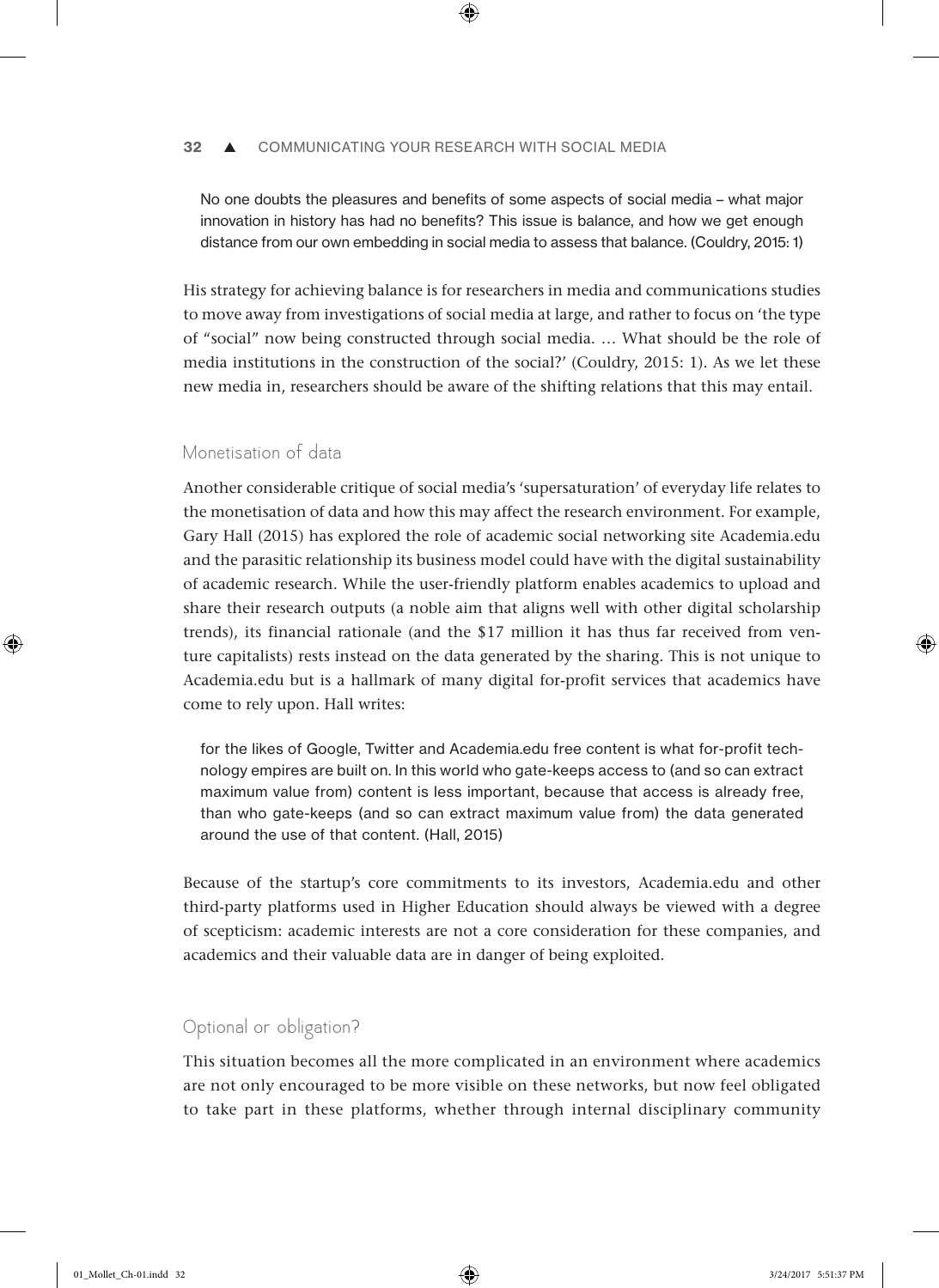> No one doubts the pleasures and benefits of some aspects of social media – what major innovation in history has had no benefits? This issue is balance, and how we get enough distance from our own embedding in social media to assess that balance. (Couldry, 2015: 1)

His strategy for achieving balance is for researchers in media and communications studies to move away from investigations of social media at large, and rather to focus on 'the type of "social" now being constructed through social media. … What should be the role of media institutions in the construction of the social?' (Couldry, 2015: 1). As we let these new media in, researchers should be aware of the shifting relations that this may entail.

### Monetisation of data

Another considerable critique of social media's 'supersaturation' of everyday life relates to the monetisation of data and how this may affect the research environment. For example, Gary Hall (2015) has explored the role of academic social networking site Academia.edu and the parasitic relationship its business model could have with the digital sustainability of academic research. While the user-friendly platform enables academics to upload and share their research outputs (a noble aim that aligns well with other digital scholarship trends), its financial rationale (and the $17 million it has thus far received from venture capitalists) rests instead on the data generated by the sharing. This is not unique to Academia.edu but is a hallmark of many digital for-profit services that academics have come to rely upon. Hall writes:

> for the likes of Google, Twitter and Academia.edu free content is what for-profit technology empires are built on. In this world who gate-keeps access to (and so can extract maximum value from) content is less important, because that access is already free, than who gate-keeps (and so can extract maximum value from) the data generated around the use of that content. (Hall, 2015)

Because of the startup's core commitments to its investors, Academia.edu and other third-party platforms used in Higher Education should always be viewed with a degree of scepticism: academic interests are not a core consideration for these companies, and academics and their valuable data are in danger of being exploited.

### Optional or obligation?

This situation becomes all the more complicated in an environment where academics are not only encouraged to be more visible on these networks, but now feel obligated to take part in these platforms, whether through internal disciplinary community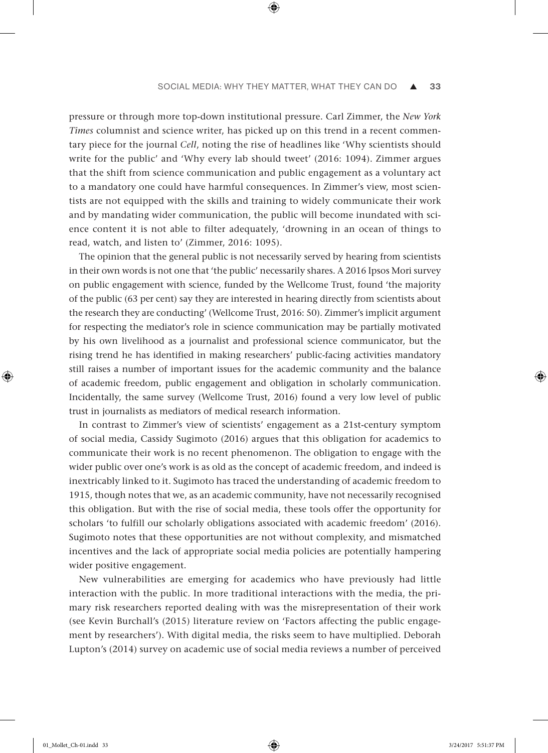pressure or through more top-down institutional pressure. Carl Zimmer, the *New York Times* columnist and science writer, has picked up on this trend in a recent commentary piece for the journal *Cell*, noting the rise of headlines like 'Why scientists should write for the public' and 'Why every lab should tweet' (2016: 1094). Zimmer argues that the shift from science communication and public engagement as a voluntary act to a mandatory one could have harmful consequences. In Zimmer's view, most scientists are not equipped with the skills and training to widely communicate their work and by mandating wider communication, the public will become inundated with science content it is not able to filter adequately, 'drowning in an ocean of things to read, watch, and listen to' (Zimmer, 2016: 1095).

The opinion that the general public is not necessarily served by hearing from scientists in their own words is not one that 'the public' necessarily shares. A 2016 Ipsos Mori survey on public engagement with science, funded by the Wellcome Trust, found 'the majority of the public (63 per cent) say they are interested in hearing directly from scientists about the research they are conducting' (Wellcome Trust, 2016: 50). Zimmer's implicit argument for respecting the mediator's role in science communication may be partially motivated by his own livelihood as a journalist and professional science communicator, but the rising trend he has identified in making researchers' public-facing activities mandatory still raises a number of important issues for the academic community and the balance of academic freedom, public engagement and obligation in scholarly communication. Incidentally, the same survey (Wellcome Trust, 2016) found a very low level of public trust in journalists as mediators of medical research information.

In contrast to Zimmer's view of scientists' engagement as a 21st-century symptom of social media, Cassidy Sugimoto (2016) argues that this obligation for academics to communicate their work is no recent phenomenon. The obligation to engage with the wider public over one's work is as old as the concept of academic freedom, and indeed is inextricably linked to it. Sugimoto has traced the understanding of academic freedom to 1915, though notes that we, as an academic community, have not necessarily recognised this obligation. But with the rise of social media, these tools offer the opportunity for scholars 'to fulfill our scholarly obligations associated with academic freedom' (2016). Sugimoto notes that these opportunities are not without complexity, and mismatched incentives and the lack of appropriate social media policies are potentially hampering wider positive engagement.

New vulnerabilities are emerging for academics who have previously had little interaction with the public. In more traditional interactions with the media, the primary risk researchers reported dealing with was the misrepresentation of their work (see Kevin Burchall's (2015) literature review on 'Factors affecting the public engagement by researchers'). With digital media, the risks seem to have multiplied. Deborah Lupton's (2014) survey on academic use of social media reviews a number of perceived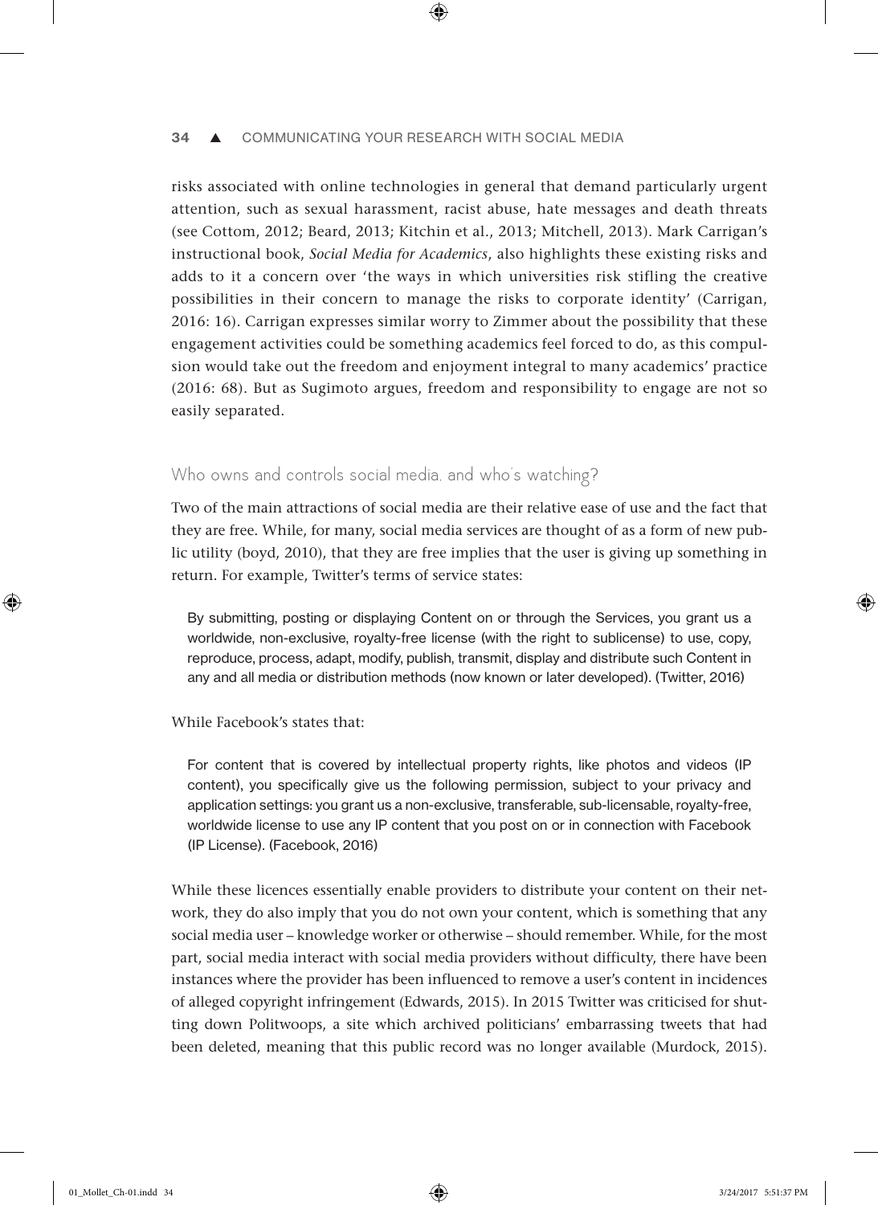risks associated with online technologies in general that demand particularly urgent attention, such as sexual harassment, racist abuse, hate messages and death threats (see Cottom, 2012; Beard, 2013; Kitchin et al., 2013; Mitchell, 2013). Mark Carrigan's instructional book, *Social Media for Academics*, also highlights these existing risks and adds to it a concern over 'the ways in which universities risk stifling the creative possibilities in their concern to manage the risks to corporate identity' (Carrigan, 2016: 16). Carrigan expresses similar worry to Zimmer about the possibility that these engagement activities could be something academics feel forced to do, as this compulsion would take out the freedom and enjoyment integral to many academics' practice (2016: 68). But as Sugimoto argues, freedom and responsibility to engage are not so easily separated.

## Who owns and controls social media, and who's watching?

Two of the main attractions of social media are their relative ease of use and the fact that they are free. While, for many, social media services are thought of as a form of new public utility (boyd, 2010), that they are free implies that the user is giving up something in return. For example, Twitter's terms of service states:

> By submitting, posting or displaying Content on or through the Services, you grant us a worldwide, non-exclusive, royalty-free license (with the right to sublicense) to use, copy, reproduce, process, adapt, modify, publish, transmit, display and distribute such Content in any and all media or distribution methods (now known or later developed). (Twitter, 2016)

While Facebook's states that:

> For content that is covered by intellectual property rights, like photos and videos (IP content), you specifically give us the following permission, subject to your privacy and application settings: you grant us a non-exclusive, transferable, sub-licensable, royalty-free, worldwide license to use any IP content that you post on or in connection with Facebook (IP License). (Facebook, 2016)

While these licences essentially enable providers to distribute your content on their network, they do also imply that you do not own your content, which is something that any social media user – knowledge worker or otherwise – should remember. While, for the most part, social media interact with social media providers without difficulty, there have been instances where the provider has been influenced to remove a user's content in incidences of alleged copyright infringement (Edwards, 2015). In 2015 Twitter was criticised for shutting down Politwoops, a site which archived politicians' embarrassing tweets that had been deleted, meaning that this public record was no longer available (Murdock, 2015).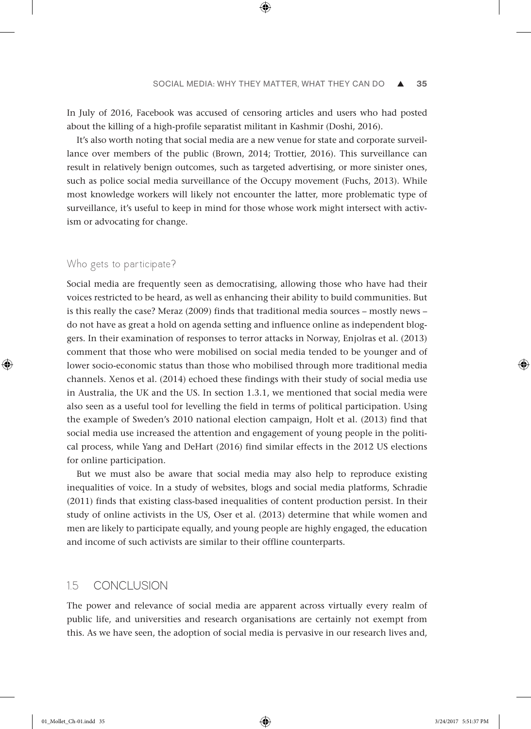In July of 2016, Facebook was accused of censoring articles and users who had posted about the killing of a high-profile separatist militant in Kashmir (Doshi, 2016).

It's also worth noting that social media are a new venue for state and corporate surveillance over members of the public (Brown, 2014; Trottier, 2016). This surveillance can result in relatively benign outcomes, such as targeted advertising, or more sinister ones, such as police social media surveillance of the Occupy movement (Fuchs, 2013). While most knowledge workers will likely not encounter the latter, more problematic type of surveillance, it's useful to keep in mind for those whose work might intersect with activism or advocating for change.

### Who gets to participate?

Social media are frequently seen as democratising, allowing those who have had their voices restricted to be heard, as well as enhancing their ability to build communities. But is this really the case? Meraz (2009) finds that traditional media sources – mostly news – do not have as great a hold on agenda setting and influence online as independent bloggers. In their examination of responses to terror attacks in Norway, Enjolras et al. (2013) comment that those who were mobilised on social media tended to be younger and of lower socio-economic status than those who mobilised through more traditional media channels. Xenos et al. (2014) echoed these findings with their study of social media use in Australia, the UK and the US. In section 1.3.1, we mentioned that social media were also seen as a useful tool for levelling the field in terms of political participation. Using the example of Sweden's 2010 national election campaign, Holt et al. (2013) find that social media use increased the attention and engagement of young people in the political process, while Yang and DeHart (2016) find similar effects in the 2012 US elections for online participation.

But we must also be aware that social media may also help to reproduce existing inequalities of voice. In a study of websites, blogs and social media platforms, Schradie (2011) finds that existing class-based inequalities of content production persist. In their study of online activists in the US, Oser et al. (2013) determine that while women and men are likely to participate equally, and young people are highly engaged, the education and income of such activists are similar to their offline counterparts.

## 1.5 CONCLUSION

The power and relevance of social media are apparent across virtually every realm of public life, and universities and research organisations are certainly not exempt from this. As we have seen, the adoption of social media is pervasive in our research lives and,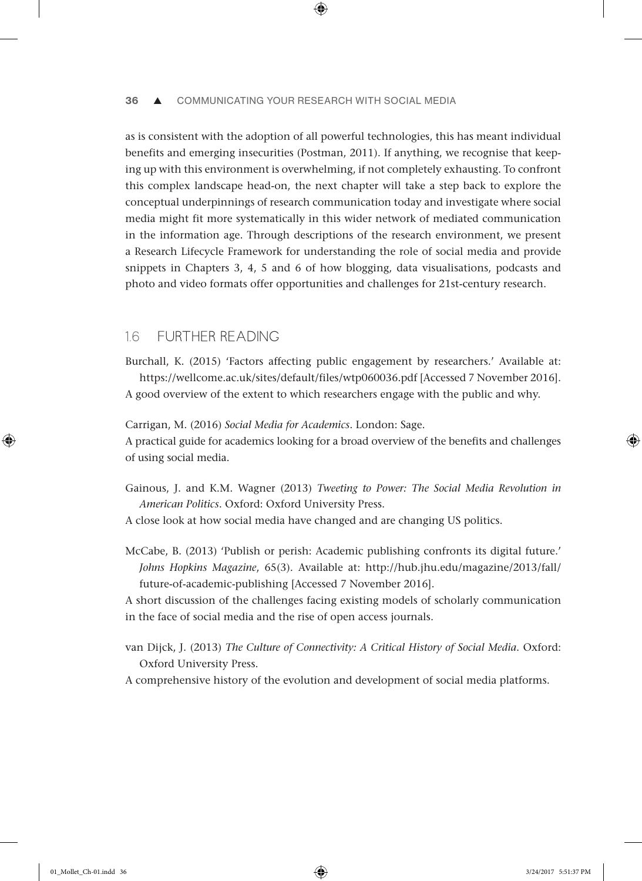as is consistent with the adoption of all powerful technologies, this has meant individual benefits and emerging insecurities (Postman, 2011). If anything, we recognise that keeping up with this environment is overwhelming, if not completely exhausting. To confront this complex landscape head-on, the next chapter will take a step back to explore the conceptual underpinnings of research communication today and investigate where social media might fit more systematically in this wider network of mediated communication in the information age. Through descriptions of the research environment, we present a Research Lifecycle Framework for understanding the role of social media and provide snippets in Chapters 3, 4, 5 and 6 of how blogging, data visualisations, podcasts and photo and video formats offer opportunities and challenges for 21st-century research.

## 1.6 FURTHER READING

Burchall, K. (2015) 'Factors affecting public engagement by researchers.' Available at: https://wellcome.ac.uk/sites/default/files/wtp060036.pdf [Accessed 7 November 2016].
A good overview of the extent to which researchers engage with the public and why.

Carrigan, M. (2016) *Social Media for Academics*. London: Sage.
A practical guide for academics looking for a broad overview of the benefits and challenges of using social media.

Gainous, J. and K.M. Wagner (2013) *Tweeting to Power: The Social Media Revolution in American Politics*. Oxford: Oxford University Press.
A close look at how social media have changed and are changing US politics.

McCabe, B. (2013) 'Publish or perish: Academic publishing confronts its digital future.' *Johns Hopkins Magazine*, 65(3). Available at: http://hub.jhu.edu/magazine/2013/fall/future-of-academic-publishing [Accessed 7 November 2016].
A short discussion of the challenges facing existing models of scholarly communication in the face of social media and the rise of open access journals.

van Dijck, J. (2013) *The Culture of Connectivity: A Critical History of Social Media*. Oxford: Oxford University Press.
A comprehensive history of the evolution and development of social media platforms.